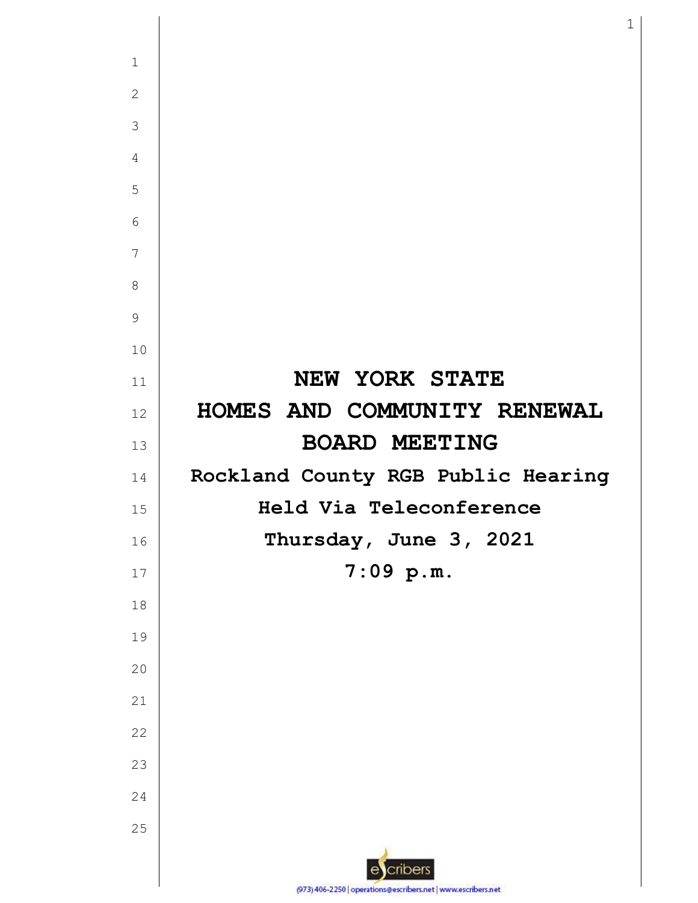# NEW YORK STATE
# HOMES AND COMMUNITY RENEWAL
# BOARD MEETING

**Rockland County RGB Public Hearing**

**Held Via Teleconference**

**Thursday, June 3, 2021**

**7:09 p.m.**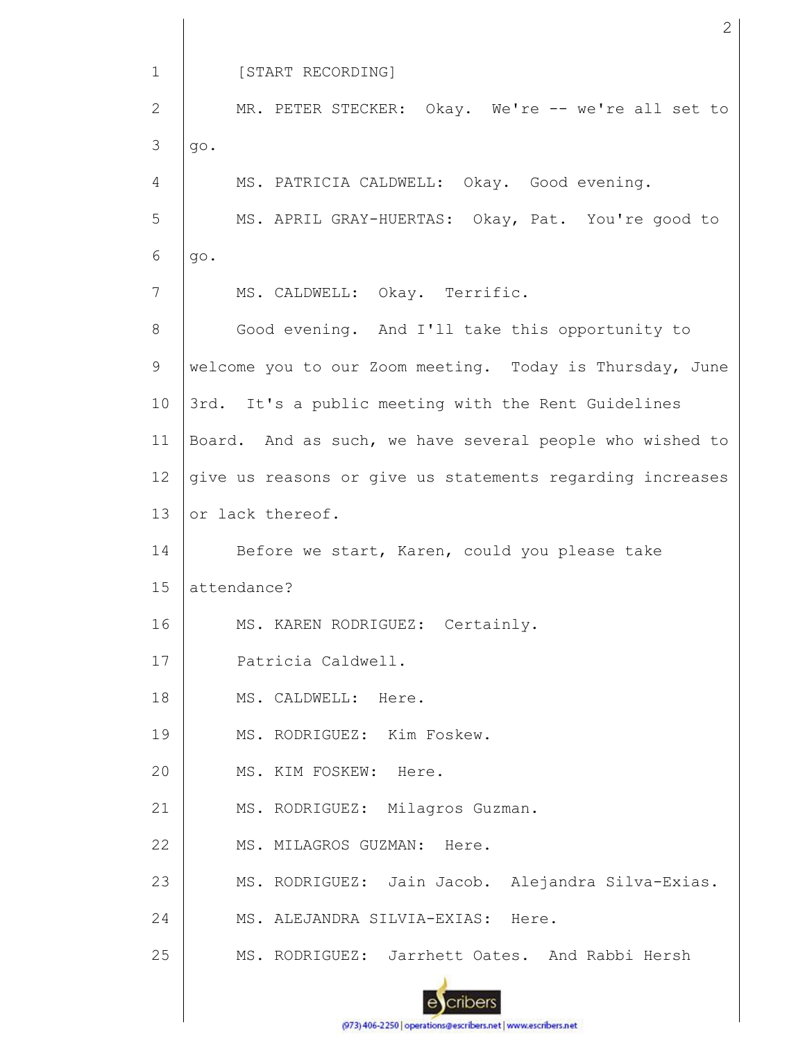[START RECORDING]

MR. PETER STECKER: Okay. We're -- we're all set to go.

MS. PATRICIA CALDWELL: Okay. Good evening.

MS. APRIL GRAY-HUERTAS: Okay, Pat. You're good to go.

MS. CALDWELL: Okay. Terrific.

Good evening. And I'll take this opportunity to welcome you to our Zoom meeting. Today is Thursday, June 3rd. It's a public meeting with the Rent Guidelines Board. And as such, we have several people who wished to give us reasons or give us statements regarding increases or lack thereof.

Before we start, Karen, could you please take attendance?

MS. KAREN RODRIGUEZ: Certainly.

Patricia Caldwell.

MS. CALDWELL: Here.

MS. RODRIGUEZ: Kim Foskew.

MS. KIM FOSKEW: Here.

MS. RODRIGUEZ: Milagros Guzman.

MS. MILAGROS GUZMAN: Here.

MS. RODRIGUEZ: Jain Jacob. Alejandra Silva-Exias.

MS. ALEJANDRA SILVIA-EXIAS: Here.

MS. RODRIGUEZ: Jarrhett Oates. And Rabbi Hersh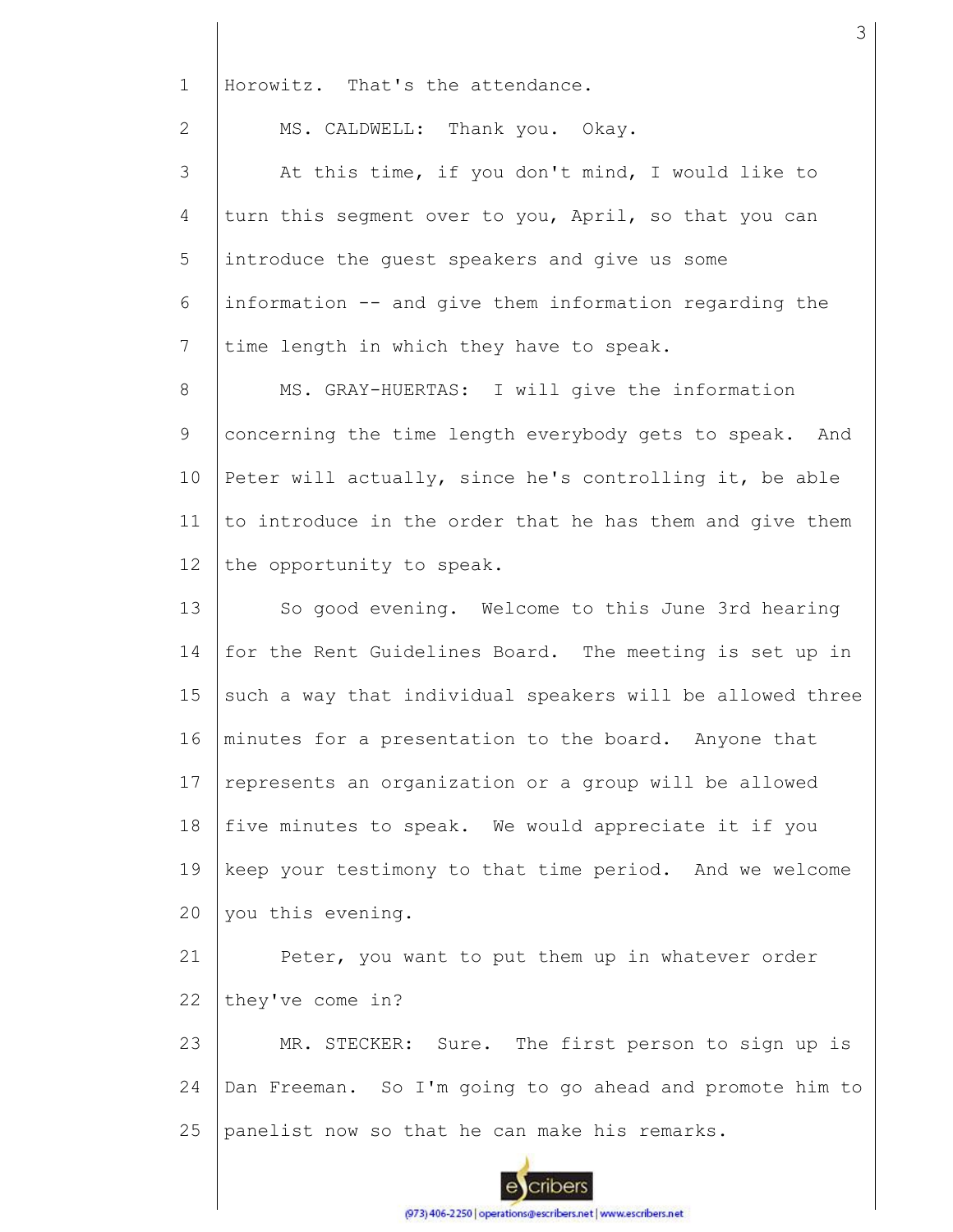Horowitz. That's the attendance.

MS. CALDWELL: Thank you. Okay.

At this time, if you don't mind, I would like to turn this segment over to you, April, so that you can introduce the guest speakers and give us some information -- and give them information regarding the time length in which they have to speak.

MS. GRAY-HUERTAS: I will give the information concerning the time length everybody gets to speak. And Peter will actually, since he's controlling it, be able to introduce in the order that he has them and give them the opportunity to speak.

So good evening. Welcome to this June 3rd hearing for the Rent Guidelines Board. The meeting is set up in such a way that individual speakers will be allowed three minutes for a presentation to the board. Anyone that represents an organization or a group will be allowed five minutes to speak. We would appreciate it if you keep your testimony to that time period. And we welcome you this evening.

Peter, you want to put them up in whatever order they've come in?

MR. STECKER: Sure. The first person to sign up is Dan Freeman. So I'm going to go ahead and promote him to panelist now so that he can make his remarks.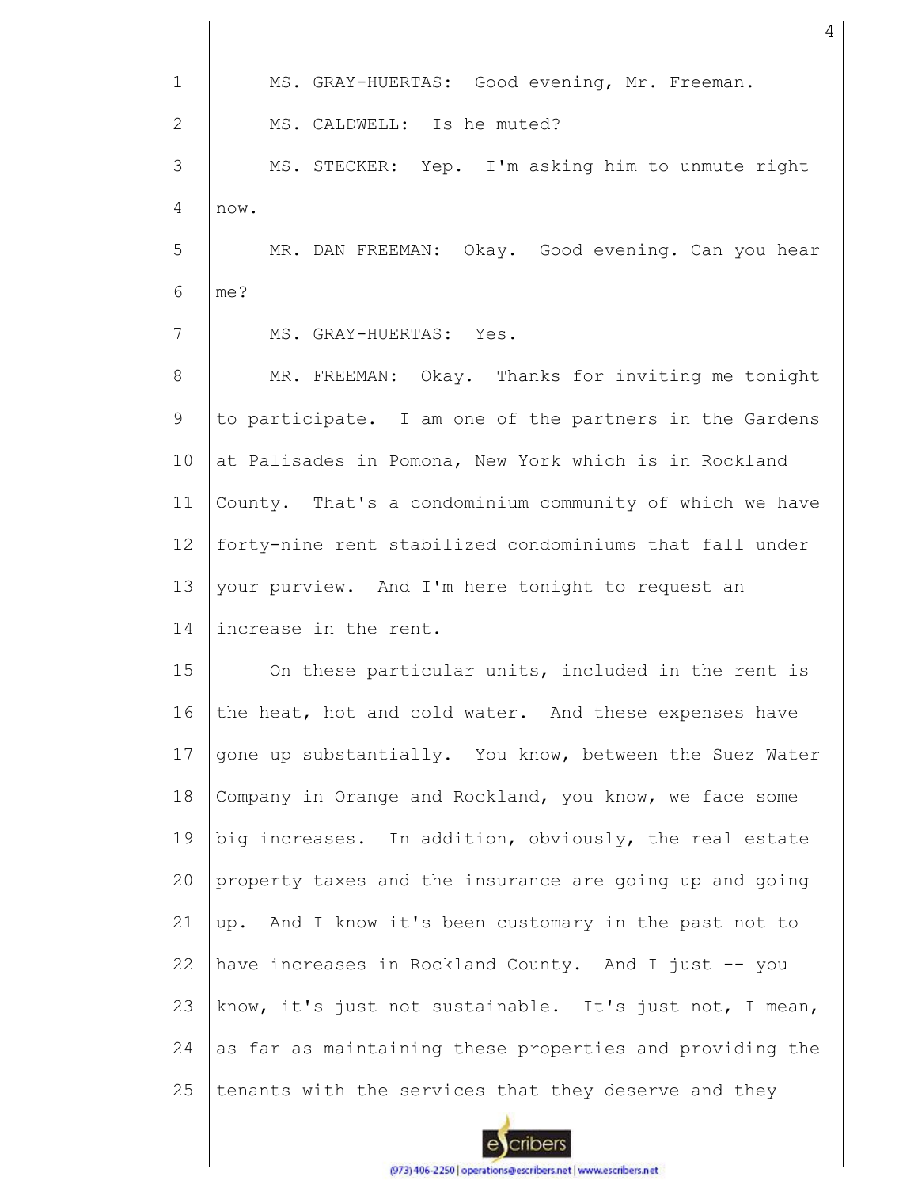MS. GRAY-HUERTAS: Good evening, Mr. Freeman.

MS. CALDWELL: Is he muted?

MS. STECKER: Yep. I'm asking him to unmute right now.

MR. DAN FREEMAN: Okay. Good evening. Can you hear me?

MS. GRAY-HUERTAS: Yes.

MR. FREEMAN: Okay. Thanks for inviting me tonight to participate. I am one of the partners in the Gardens at Palisades in Pomona, New York which is in Rockland County. That's a condominium community of which we have forty-nine rent stabilized condominiums that fall under your purview. And I'm here tonight to request an increase in the rent.

On these particular units, included in the rent is the heat, hot and cold water. And these expenses have gone up substantially. You know, between the Suez Water Company in Orange and Rockland, you know, we face some big increases. In addition, obviously, the real estate property taxes and the insurance are going up and going up. And I know it's been customary in the past not to have increases in Rockland County. And I just -- you know, it's just not sustainable. It's just not, I mean, as far as maintaining these properties and providing the tenants with the services that they deserve and they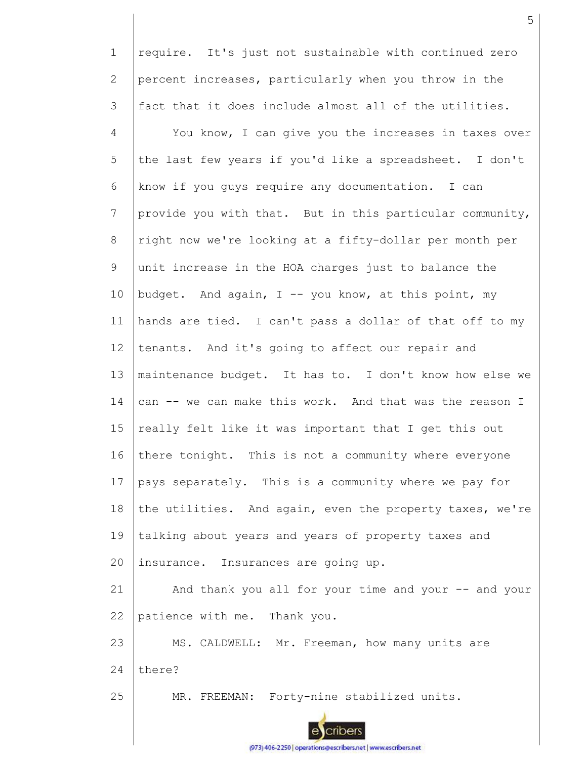require. It's just not sustainable with continued zero percent increases, particularly when you throw in the fact that it does include almost all of the utilities.

You know, I can give you the increases in taxes over the last few years if you'd like a spreadsheet. I don't know if you guys require any documentation. I can provide you with that. But in this particular community, right now we're looking at a fifty-dollar per month per unit increase in the HOA charges just to balance the budget. And again, I -- you know, at this point, my hands are tied. I can't pass a dollar of that off to my tenants. And it's going to affect our repair and maintenance budget. It has to. I don't know how else we can -- we can make this work. And that was the reason I really felt like it was important that I get this out there tonight. This is not a community where everyone pays separately. This is a community where we pay for the utilities. And again, even the property taxes, we're talking about years and years of property taxes and insurance. Insurances are going up.

And thank you all for your time and your -- and your patience with me. Thank you.

MS. CALDWELL: Mr. Freeman, how many units are there?

MR. FREEMAN: Forty-nine stabilized units.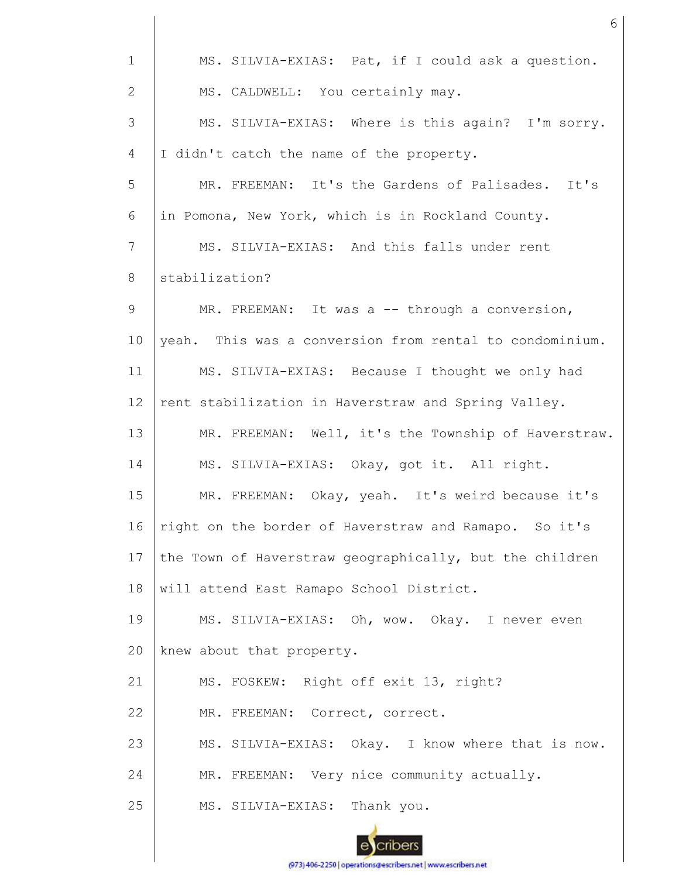MS. SILVIA-EXIAS: Pat, if I could ask a question.

MS. CALDWELL: You certainly may.

MS. SILVIA-EXIAS: Where is this again? I'm sorry. I didn't catch the name of the property.

MR. FREEMAN: It's the Gardens of Palisades. It's in Pomona, New York, which is in Rockland County.

MS. SILVIA-EXIAS: And this falls under rent stabilization?

MR. FREEMAN: It was a -- through a conversion, yeah. This was a conversion from rental to condominium.

MS. SILVIA-EXIAS: Because I thought we only had rent stabilization in Haverstraw and Spring Valley.

MR. FREEMAN: Well, it's the Township of Haverstraw.

MS. SILVIA-EXIAS: Okay, got it. All right.

MR. FREEMAN: Okay, yeah. It's weird because it's right on the border of Haverstraw and Ramapo. So it's the Town of Haverstraw geographically, but the children will attend East Ramapo School District.

MS. SILVIA-EXIAS: Oh, wow. Okay. I never even knew about that property.

MS. FOSKEW: Right off exit 13, right?

MR. FREEMAN: Correct, correct.

MS. SILVIA-EXIAS: Okay. I know where that is now.

MR. FREEMAN: Very nice community actually.

MS. SILVIA-EXIAS: Thank you.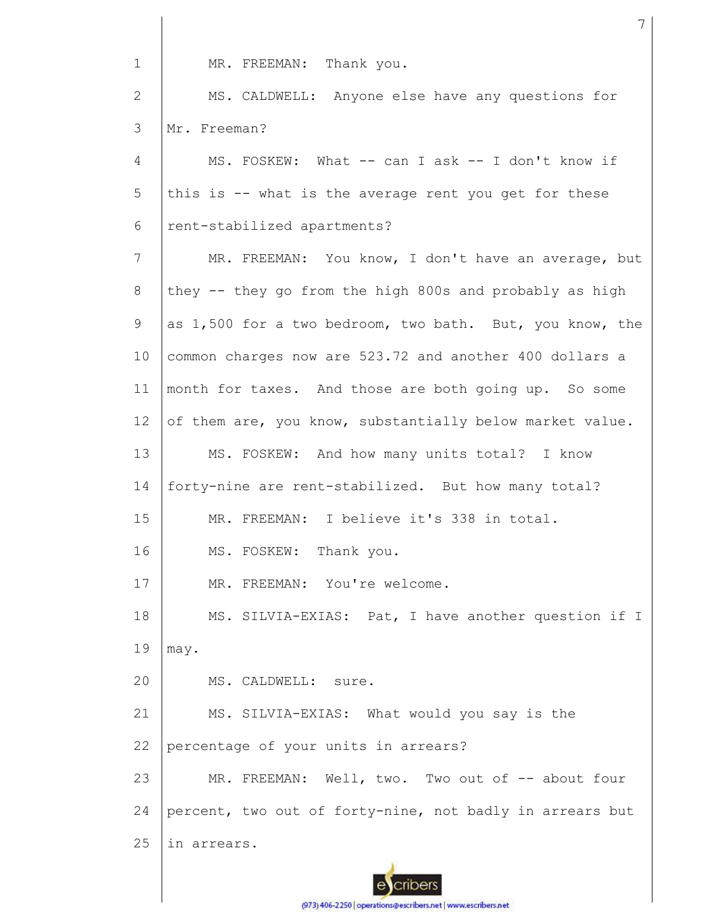MR. FREEMAN: Thank you.

MS. CALDWELL: Anyone else have any questions for Mr. Freeman?

MS. FOSKEW: What -- can I ask -- I don't know if this is -- what is the average rent you get for these rent-stabilized apartments?

MR. FREEMAN: You know, I don't have an average, but they -- they go from the high 800s and probably as high as 1,500 for a two bedroom, two bath. But, you know, the common charges now are 523.72 and another 400 dollars a month for taxes. And those are both going up. So some of them are, you know, substantially below market value.

MS. FOSKEW: And how many units total? I know forty-nine are rent-stabilized. But how many total?

MR. FREEMAN: I believe it's 338 in total.

MS. FOSKEW: Thank you.

MR. FREEMAN: You're welcome.

MS. SILVIA-EXIAS: Pat, I have another question if I may.

MS. CALDWELL: sure.

MS. SILVIA-EXIAS: What would you say is the percentage of your units in arrears?

MR. FREEMAN: Well, two. Two out of -- about four percent, two out of forty-nine, not badly in arrears but in arrears.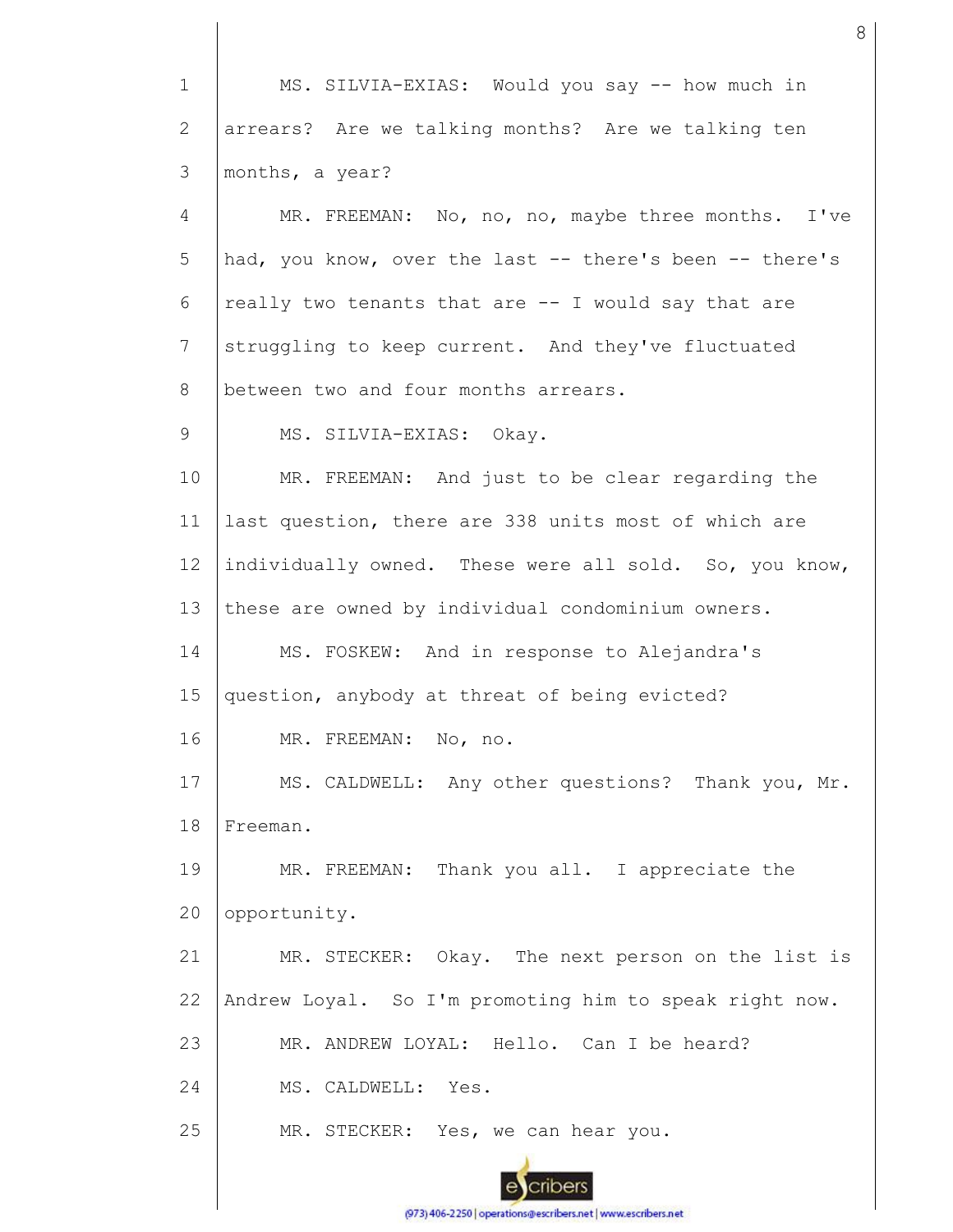MS. SILVIA-EXIAS: Would you say -- how much in arrears? Are we talking months? Are we talking ten months, a year?

MR. FREEMAN: No, no, no, maybe three months. I've had, you know, over the last -- there's been -- there's really two tenants that are -- I would say that are struggling to keep current. And they've fluctuated between two and four months arrears.

MS. SILVIA-EXIAS: Okay.

MR. FREEMAN: And just to be clear regarding the last question, there are 338 units most of which are individually owned. These were all sold. So, you know, these are owned by individual condominium owners.

MS. FOSKEW: And in response to Alejandra's question, anybody at threat of being evicted?

MR. FREEMAN: No, no.

MS. CALDWELL: Any other questions? Thank you, Mr. Freeman.

MR. FREEMAN: Thank you all. I appreciate the opportunity.

MR. STECKER: Okay. The next person on the list is Andrew Loyal. So I'm promoting him to speak right now.

MR. ANDREW LOYAL: Hello. Can I be heard?

MS. CALDWELL: Yes.

MR. STECKER: Yes, we can hear you.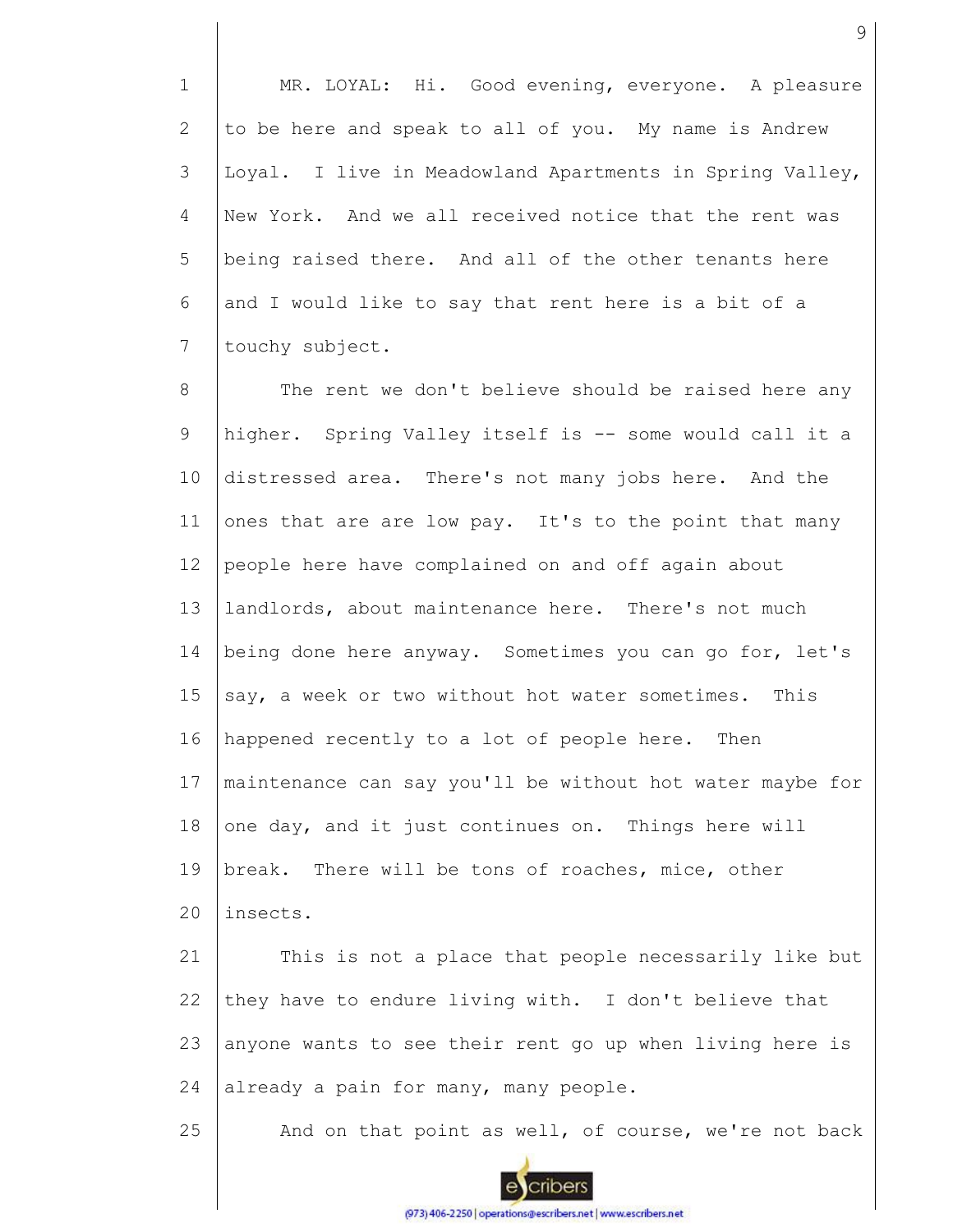MR. LOYAL: Hi. Good evening, everyone. A pleasure to be here and speak to all of you. My name is Andrew Loyal. I live in Meadowland Apartments in Spring Valley, New York. And we all received notice that the rent was being raised there. And all of the other tenants here and I would like to say that rent here is a bit of a touchy subject.

The rent we don't believe should be raised here any higher. Spring Valley itself is -- some would call it a distressed area. There's not many jobs here. And the ones that are are low pay. It's to the point that many people here have complained on and off again about landlords, about maintenance here. There's not much being done here anyway. Sometimes you can go for, let's say, a week or two without hot water sometimes. This happened recently to a lot of people here. Then maintenance can say you'll be without hot water maybe for one day, and it just continues on. Things here will break. There will be tons of roaches, mice, other insects.

This is not a place that people necessarily like but they have to endure living with. I don't believe that anyone wants to see their rent go up when living here is already a pain for many, many people.

And on that point as well, of course, we're not back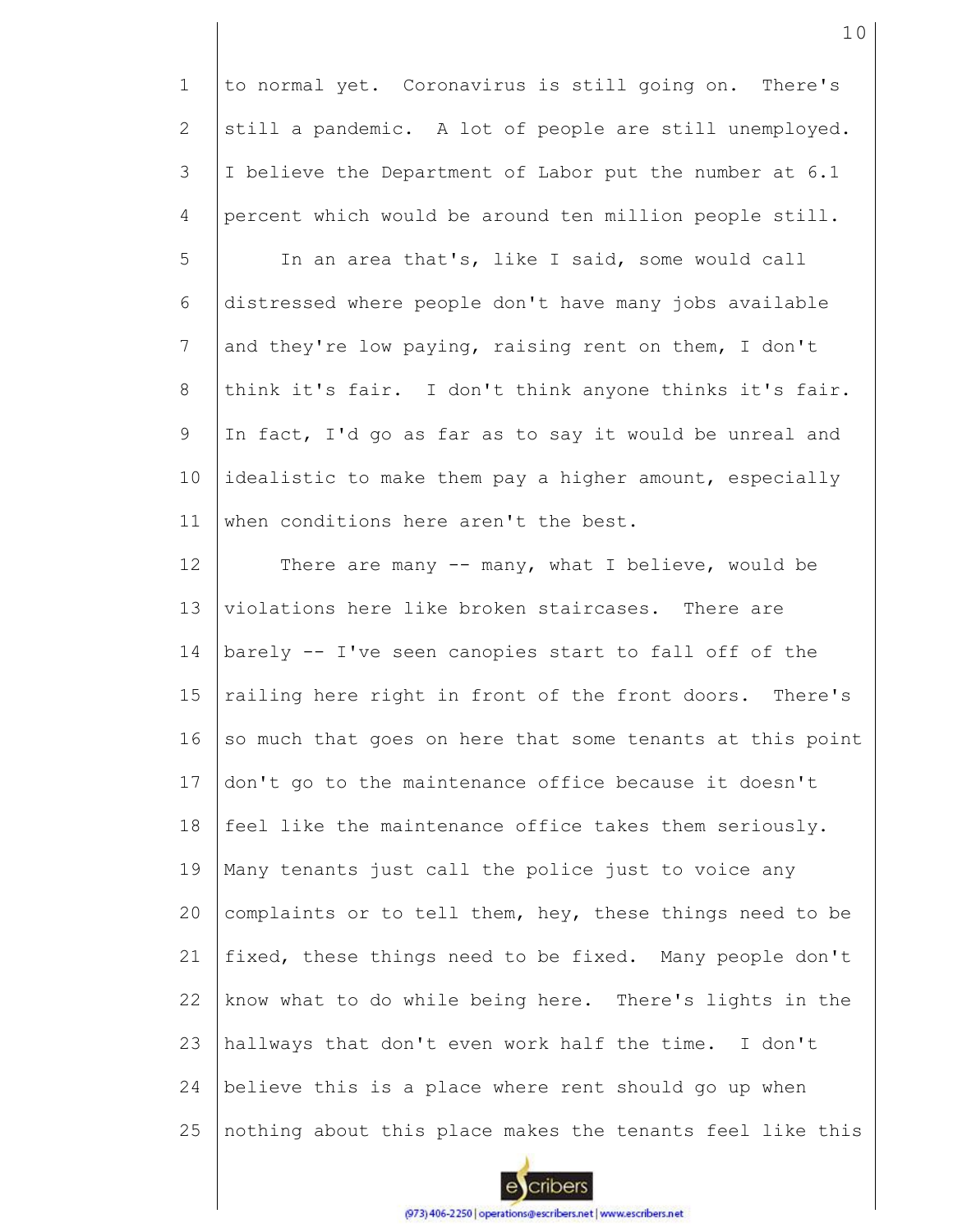to normal yet. Coronavirus is still going on. There's still a pandemic. A lot of people are still unemployed. I believe the Department of Labor put the number at 6.1 percent which would be around ten million people still.

In an area that's, like I said, some would call distressed where people don't have many jobs available and they're low paying, raising rent on them, I don't think it's fair. I don't think anyone thinks it's fair. In fact, I'd go as far as to say it would be unreal and idealistic to make them pay a higher amount, especially when conditions here aren't the best.

There are many -- many, what I believe, would be violations here like broken staircases. There are barely -- I've seen canopies start to fall off of the railing here right in front of the front doors. There's so much that goes on here that some tenants at this point don't go to the maintenance office because it doesn't feel like the maintenance office takes them seriously. Many tenants just call the police just to voice any complaints or to tell them, hey, these things need to be fixed, these things need to be fixed. Many people don't know what to do while being here. There's lights in the hallways that don't even work half the time. I don't believe this is a place where rent should go up when nothing about this place makes the tenants feel like this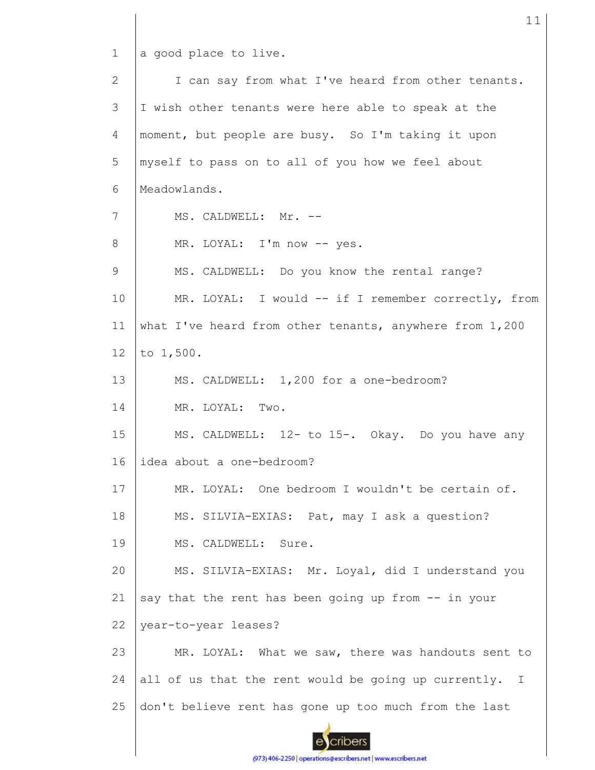1 a good place to live.

2 I can say from what I've heard from other tenants.

3 I wish other tenants were here able to speak at the

4 moment, but people are busy. So I'm taking it upon

5 myself to pass on to all of you how we feel about

6 Meadowlands.

7 MS. CALDWELL: Mr. --

8 MR. LOYAL: I'm now -- yes.

9 MS. CALDWELL: Do you know the rental range?

10 MR. LOYAL: I would -- if I remember correctly, from

11 what I've heard from other tenants, anywhere from 1,200

12 to 1,500.

13 MS. CALDWELL: 1,200 for a one-bedroom?

14 MR. LOYAL: Two.

15 MS. CALDWELL: 12- to 15-. Okay. Do you have any

16 idea about a one-bedroom?

17 MR. LOYAL: One bedroom I wouldn't be certain of.

18 MS. SILVIA-EXIAS: Pat, may I ask a question?

19 MS. CALDWELL: Sure.

20 MS. SILVIA-EXIAS: Mr. Loyal, did I understand you

21 say that the rent has been going up from -- in your

22 year-to-year leases?

23 MR. LOYAL: What we saw, there was handouts sent to

24 all of us that the rent would be going up currently. I

25 don't believe rent has gone up too much from the last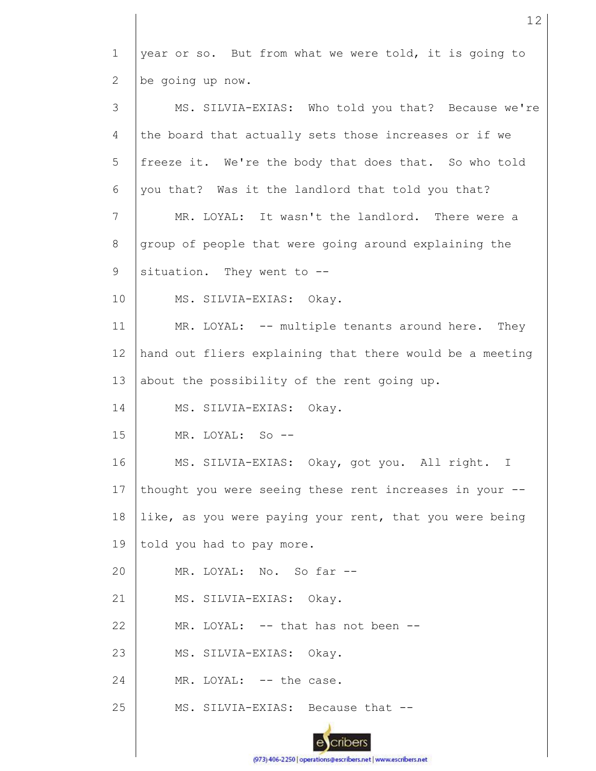year or so. But from what we were told, it is going to be going up now.

MS. SILVIA-EXIAS: Who told you that? Because we're the board that actually sets those increases or if we freeze it. We're the body that does that. So who told you that? Was it the landlord that told you that?

MR. LOYAL: It wasn't the landlord. There were a group of people that were going around explaining the situation. They went to --

MS. SILVIA-EXIAS: Okay.

MR. LOYAL: -- multiple tenants around here. They hand out fliers explaining that there would be a meeting about the possibility of the rent going up.

MS. SILVIA-EXIAS: Okay.

MR. LOYAL: So --

MS. SILVIA-EXIAS: Okay, got you. All right. I thought you were seeing these rent increases in your -- like, as you were paying your rent, that you were being told you had to pay more.

MR. LOYAL: No. So far --

MS. SILVIA-EXIAS: Okay.

MR. LOYAL: -- that has not been --

MS. SILVIA-EXIAS: Okay.

MR. LOYAL: -- the case.

MS. SILVIA-EXIAS: Because that --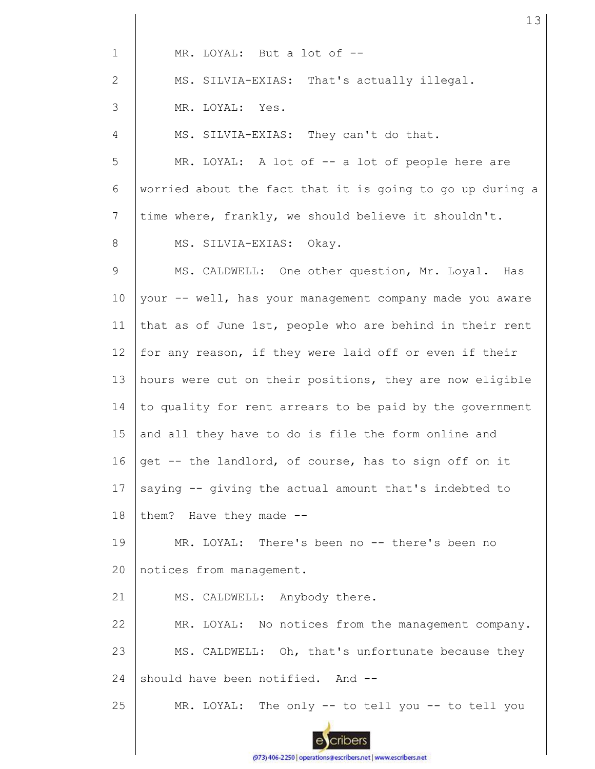MR. LOYAL: But a lot of --

MS. SILVIA-EXIAS: That's actually illegal.

MR. LOYAL: Yes.

MS. SILVIA-EXIAS: They can't do that.

MR. LOYAL: A lot of -- a lot of people here are worried about the fact that it is going to go up during a time where, frankly, we should believe it shouldn't.

MS. SILVIA-EXIAS: Okay.

MS. CALDWELL: One other question, Mr. Loyal. Has your -- well, has your management company made you aware that as of June 1st, people who are behind in their rent for any reason, if they were laid off or even if their hours were cut on their positions, they are now eligible to quality for rent arrears to be paid by the government and all they have to do is file the form online and get -- the landlord, of course, has to sign off on it saying -- giving the actual amount that's indebted to them? Have they made --

MR. LOYAL: There's been no -- there's been no notices from management.

MS. CALDWELL: Anybody there.

MR. LOYAL: No notices from the management company.

MS. CALDWELL: Oh, that's unfortunate because they should have been notified. And --

MR. LOYAL: The only -- to tell you -- to tell you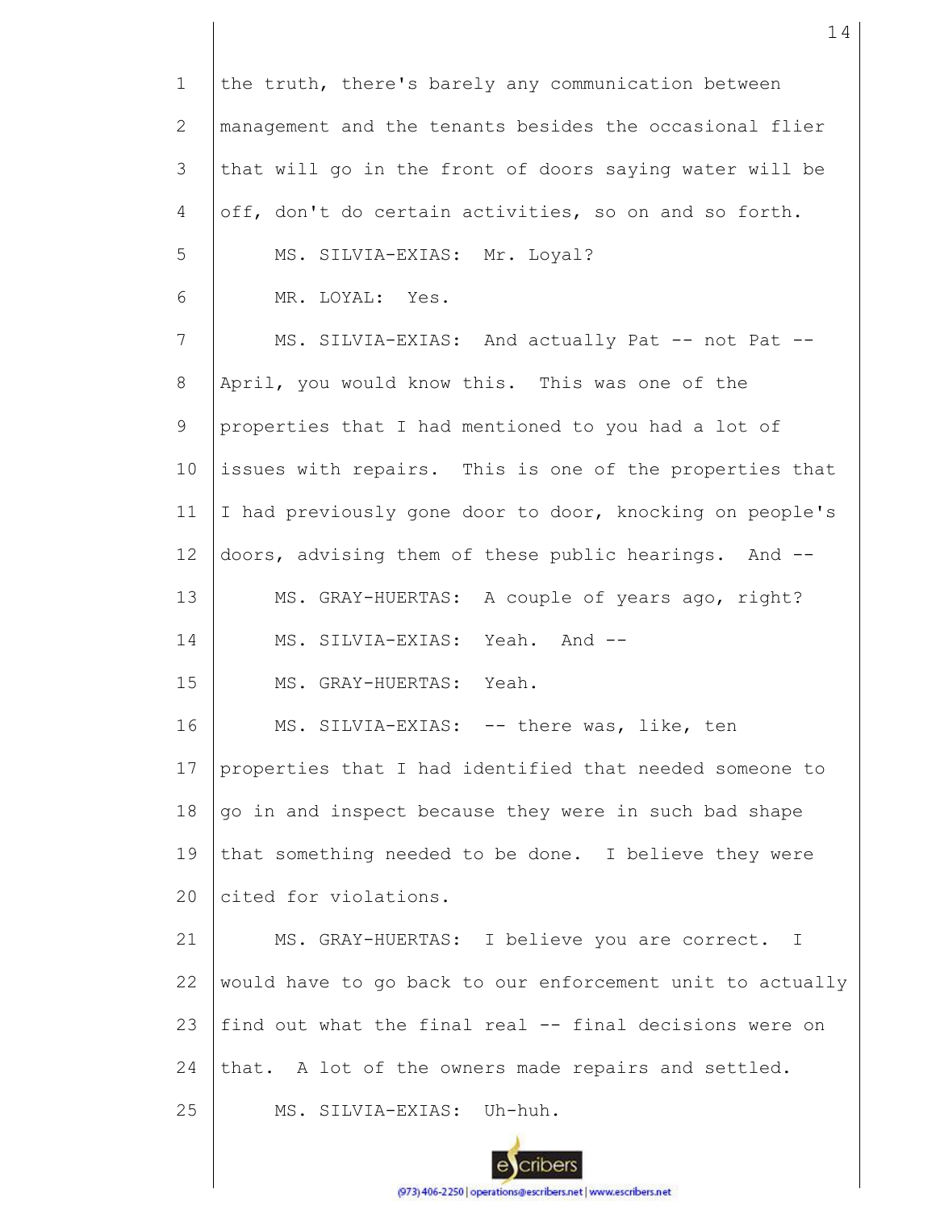the truth, there's barely any communication between management and the tenants besides the occasional flier that will go in the front of doors saying water will be off, don't do certain activities, so on and so forth.

MS. SILVIA-EXIAS: Mr. Loyal?

MR. LOYAL: Yes.

MS. SILVIA-EXIAS: And actually Pat -- not Pat -- April, you would know this. This was one of the properties that I had mentioned to you had a lot of issues with repairs. This is one of the properties that I had previously gone door to door, knocking on people's doors, advising them of these public hearings. And --

MS. GRAY-HUERTAS: A couple of years ago, right?

MS. SILVIA-EXIAS: Yeah. And --

MS. GRAY-HUERTAS: Yeah.

MS. SILVIA-EXIAS: -- there was, like, ten properties that I had identified that needed someone to go in and inspect because they were in such bad shape that something needed to be done. I believe they were cited for violations.

MS. GRAY-HUERTAS: I believe you are correct. I would have to go back to our enforcement unit to actually find out what the final real -- final decisions were on that. A lot of the owners made repairs and settled.

MS. SILVIA-EXIAS: Uh-huh.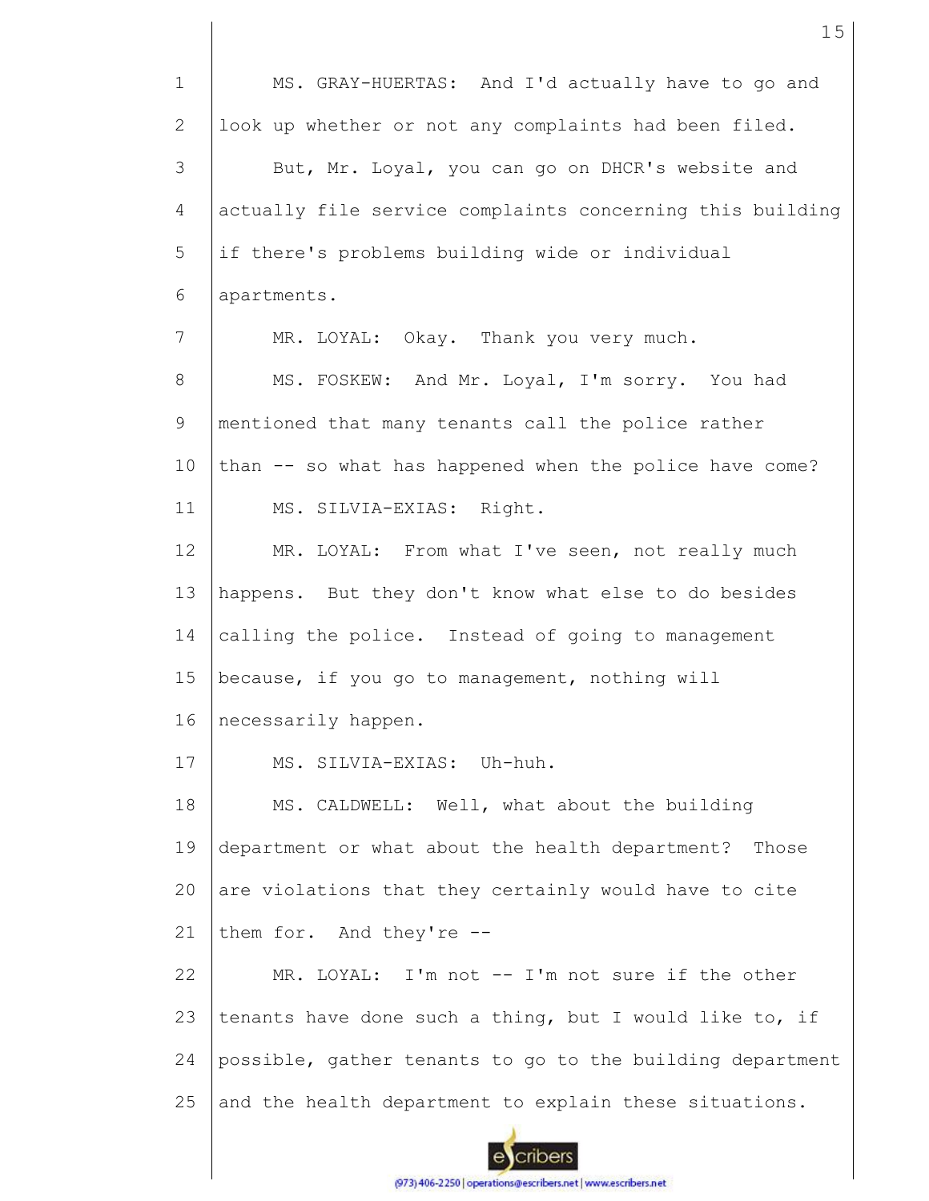MS. GRAY-HUERTAS: And I'd actually have to go and look up whether or not any complaints had been filed.

But, Mr. Loyal, you can go on DHCR's website and actually file service complaints concerning this building if there's problems building wide or individual apartments.

MR. LOYAL: Okay. Thank you very much.

MS. FOSKEW: And Mr. Loyal, I'm sorry. You had mentioned that many tenants call the police rather than -- so what has happened when the police have come?

MS. SILVIA-EXIAS: Right.

MR. LOYAL: From what I've seen, not really much happens. But they don't know what else to do besides calling the police. Instead of going to management because, if you go to management, nothing will necessarily happen.

MS. SILVIA-EXIAS: Uh-huh.

MS. CALDWELL: Well, what about the building department or what about the health department? Those are violations that they certainly would have to cite them for. And they're --

MR. LOYAL: I'm not -- I'm not sure if the other tenants have done such a thing, but I would like to, if possible, gather tenants to go to the building department and the health department to explain these situations.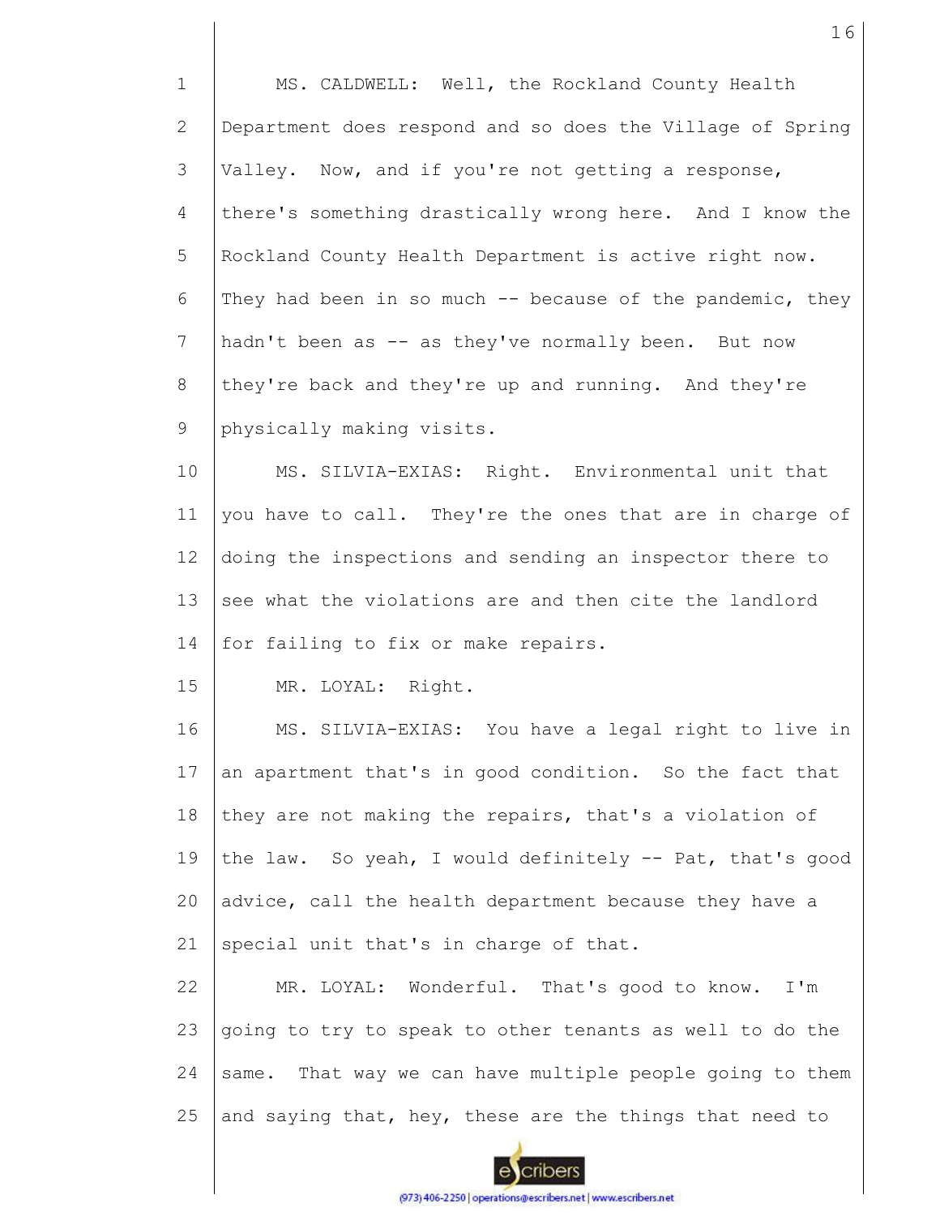MS. CALDWELL: Well, the Rockland County Health Department does respond and so does the Village of Spring Valley. Now, and if you're not getting a response, there's something drastically wrong here. And I know the Rockland County Health Department is active right now. They had been in so much -- because of the pandemic, they hadn't been as -- as they've normally been. But now they're back and they're up and running. And they're physically making visits.

MS. SILVIA-EXIAS: Right. Environmental unit that you have to call. They're the ones that are in charge of doing the inspections and sending an inspector there to see what the violations are and then cite the landlord for failing to fix or make repairs.

MR. LOYAL: Right.

MS. SILVIA-EXIAS: You have a legal right to live in an apartment that's in good condition. So the fact that they are not making the repairs, that's a violation of the law. So yeah, I would definitely -- Pat, that's good advice, call the health department because they have a special unit that's in charge of that.

MR. LOYAL: Wonderful. That's good to know. I'm going to try to speak to other tenants as well to do the same. That way we can have multiple people going to them and saying that, hey, these are the things that need to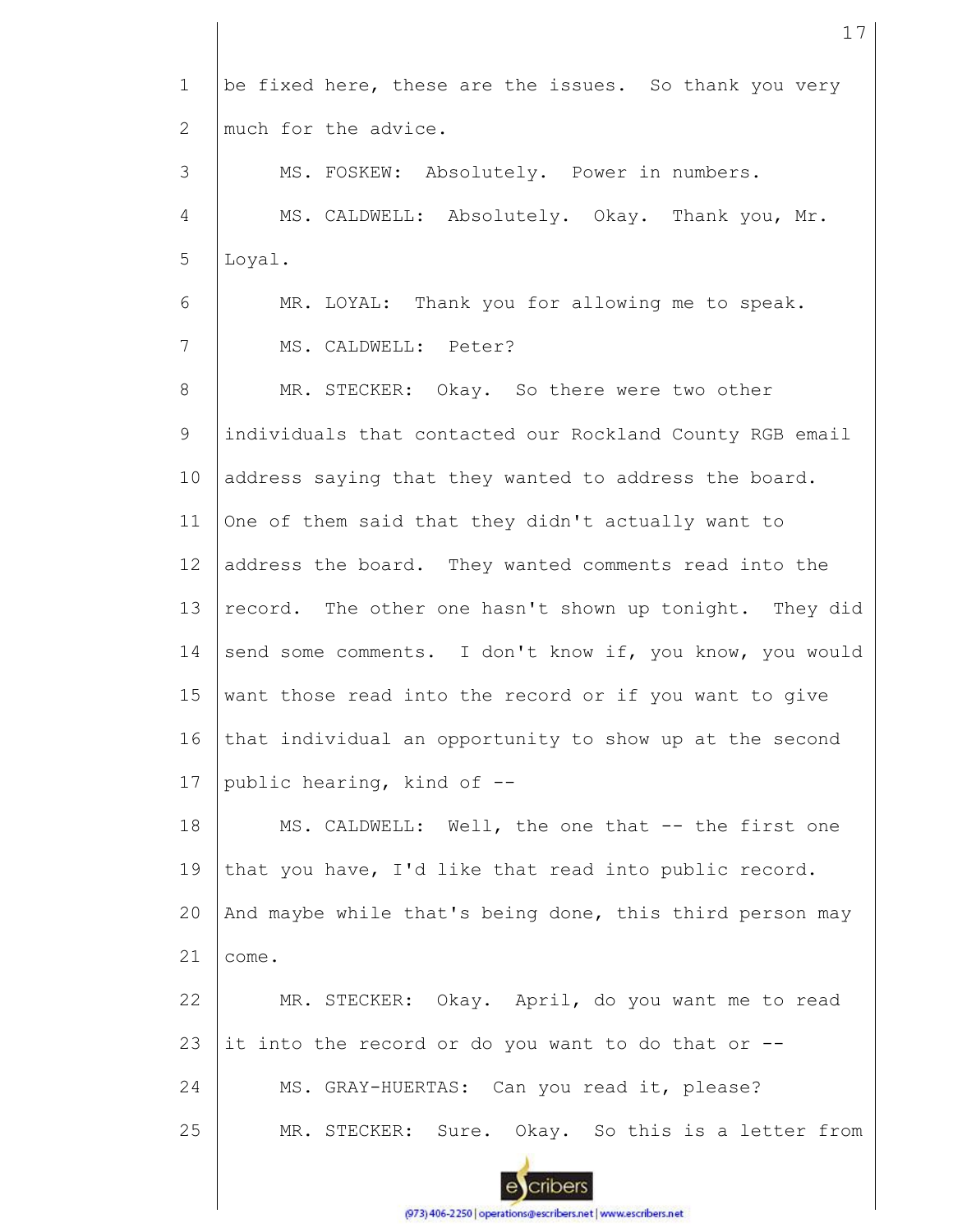be fixed here, these are the issues. So thank you very much for the advice.

MS. FOSKEW: Absolutely. Power in numbers.

MS. CALDWELL: Absolutely. Okay. Thank you, Mr. Loyal.

MR. LOYAL: Thank you for allowing me to speak.

MS. CALDWELL: Peter?

MR. STECKER: Okay. So there were two other individuals that contacted our Rockland County RGB email address saying that they wanted to address the board. One of them said that they didn't actually want to address the board. They wanted comments read into the record. The other one hasn't shown up tonight. They did send some comments. I don't know if, you know, you would want those read into the record or if you want to give that individual an opportunity to show up at the second public hearing, kind of --

MS. CALDWELL: Well, the one that -- the first one that you have, I'd like that read into public record. And maybe while that's being done, this third person may come.

MR. STECKER: Okay. April, do you want me to read it into the record or do you want to do that or --

MS. GRAY-HUERTAS: Can you read it, please?

MR. STECKER: Sure. Okay. So this is a letter from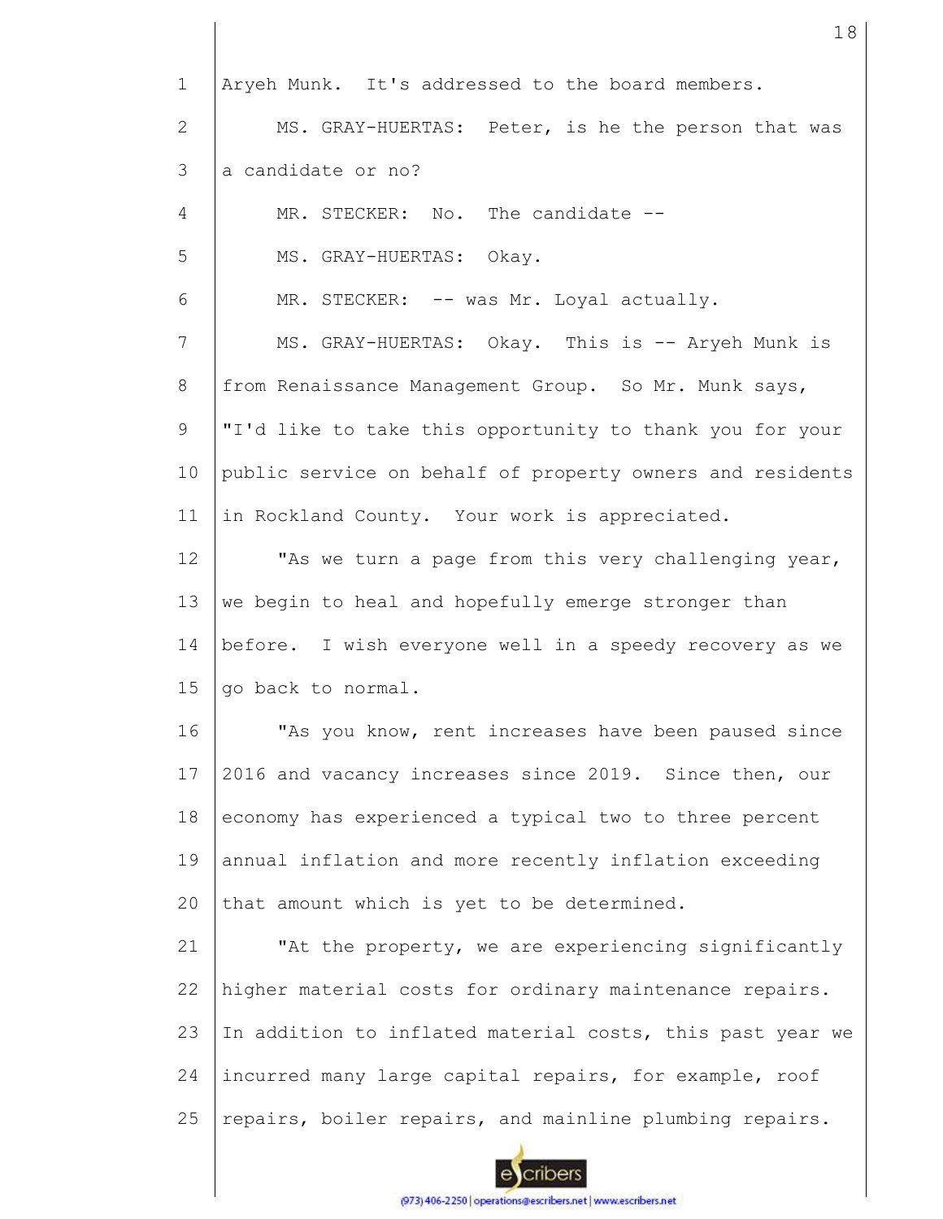Aryeh Munk. It's addressed to the board members.

MS. GRAY-HUERTAS: Peter, is he the person that was a candidate or no?

MR. STECKER: No. The candidate --

MS. GRAY-HUERTAS: Okay.

MR. STECKER: -- was Mr. Loyal actually.

MS. GRAY-HUERTAS: Okay. This is -- Aryeh Munk is from Renaissance Management Group. So Mr. Munk says, "I'd like to take this opportunity to thank you for your public service on behalf of property owners and residents in Rockland County. Your work is appreciated.

"As we turn a page from this very challenging year, we begin to heal and hopefully emerge stronger than before. I wish everyone well in a speedy recovery as we go back to normal.

"As you know, rent increases have been paused since 2016 and vacancy increases since 2019. Since then, our economy has experienced a typical two to three percent annual inflation and more recently inflation exceeding that amount which is yet to be determined.

"At the property, we are experiencing significantly higher material costs for ordinary maintenance repairs. In addition to inflated material costs, this past year we incurred many large capital repairs, for example, roof repairs, boiler repairs, and mainline plumbing repairs.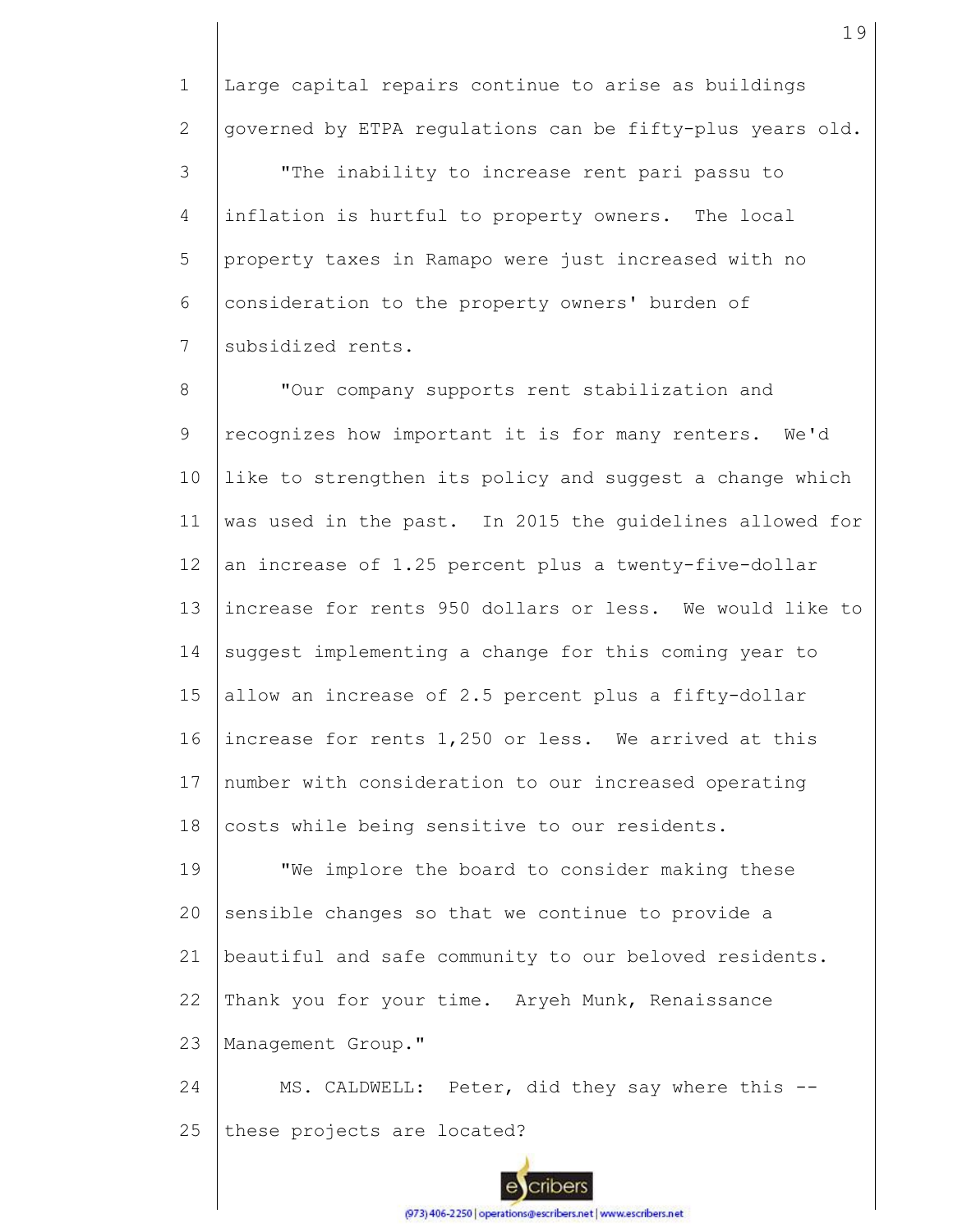Large capital repairs continue to arise as buildings governed by ETPA regulations can be fifty-plus years old.

"The inability to increase rent pari passu to inflation is hurtful to property owners. The local property taxes in Ramapo were just increased with no consideration to the property owners' burden of subsidized rents.

"Our company supports rent stabilization and recognizes how important it is for many renters. We'd like to strengthen its policy and suggest a change which was used in the past. In 2015 the guidelines allowed for an increase of 1.25 percent plus a twenty-five-dollar increase for rents 950 dollars or less. We would like to suggest implementing a change for this coming year to allow an increase of 2.5 percent plus a fifty-dollar increase for rents 1,250 or less. We arrived at this number with consideration to our increased operating costs while being sensitive to our residents.

"We implore the board to consider making these sensible changes so that we continue to provide a beautiful and safe community to our beloved residents. Thank you for your time. Aryeh Munk, Renaissance Management Group."

MS. CALDWELL: Peter, did they say where this -- these projects are located?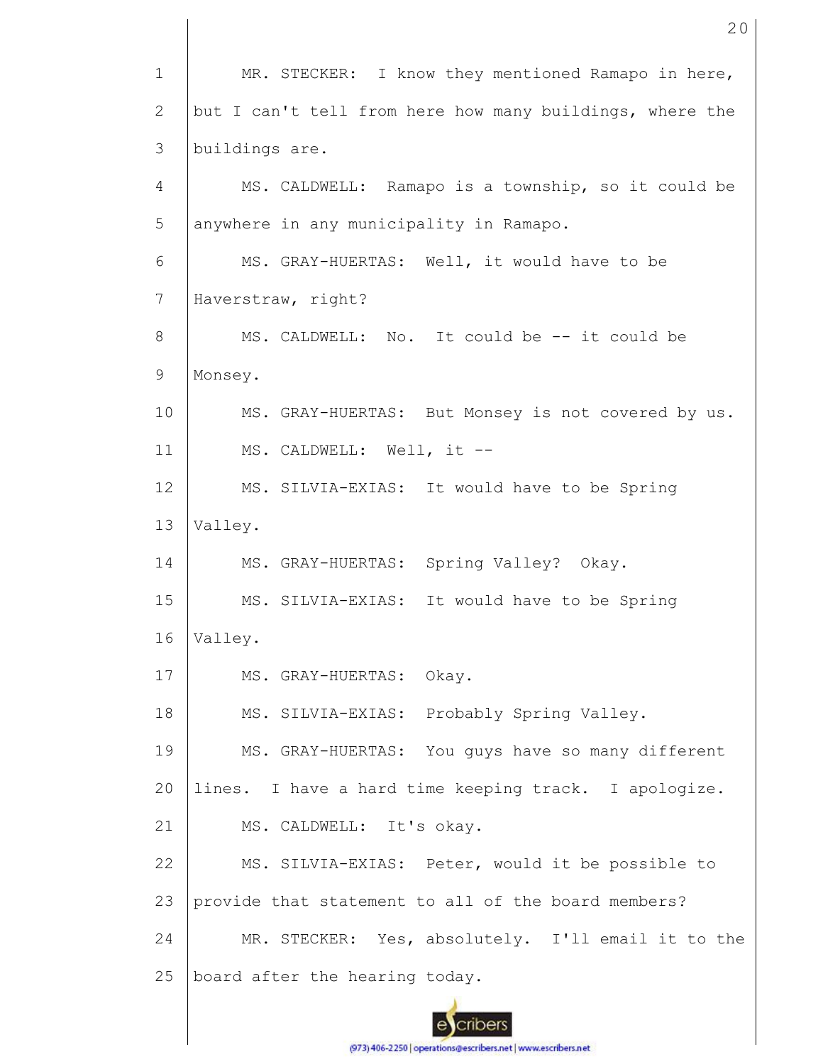MR. STECKER: I know they mentioned Ramapo in here, but I can't tell from here how many buildings, where the buildings are.

MS. CALDWELL: Ramapo is a township, so it could be anywhere in any municipality in Ramapo.

MS. GRAY-HUERTAS: Well, it would have to be Haverstraw, right?

MS. CALDWELL: No. It could be -- it could be Monsey.

MS. GRAY-HUERTAS: But Monsey is not covered by us.

MS. CALDWELL: Well, it --

MS. SILVIA-EXIAS: It would have to be Spring Valley.

MS. GRAY-HUERTAS: Spring Valley? Okay.

MS. SILVIA-EXIAS: It would have to be Spring Valley.

MS. GRAY-HUERTAS: Okay.

MS. SILVIA-EXIAS: Probably Spring Valley.

MS. GRAY-HUERTAS: You guys have so many different lines. I have a hard time keeping track. I apologize.

MS. CALDWELL: It's okay.

MS. SILVIA-EXIAS: Peter, would it be possible to provide that statement to all of the board members?

MR. STECKER: Yes, absolutely. I'll email it to the board after the hearing today.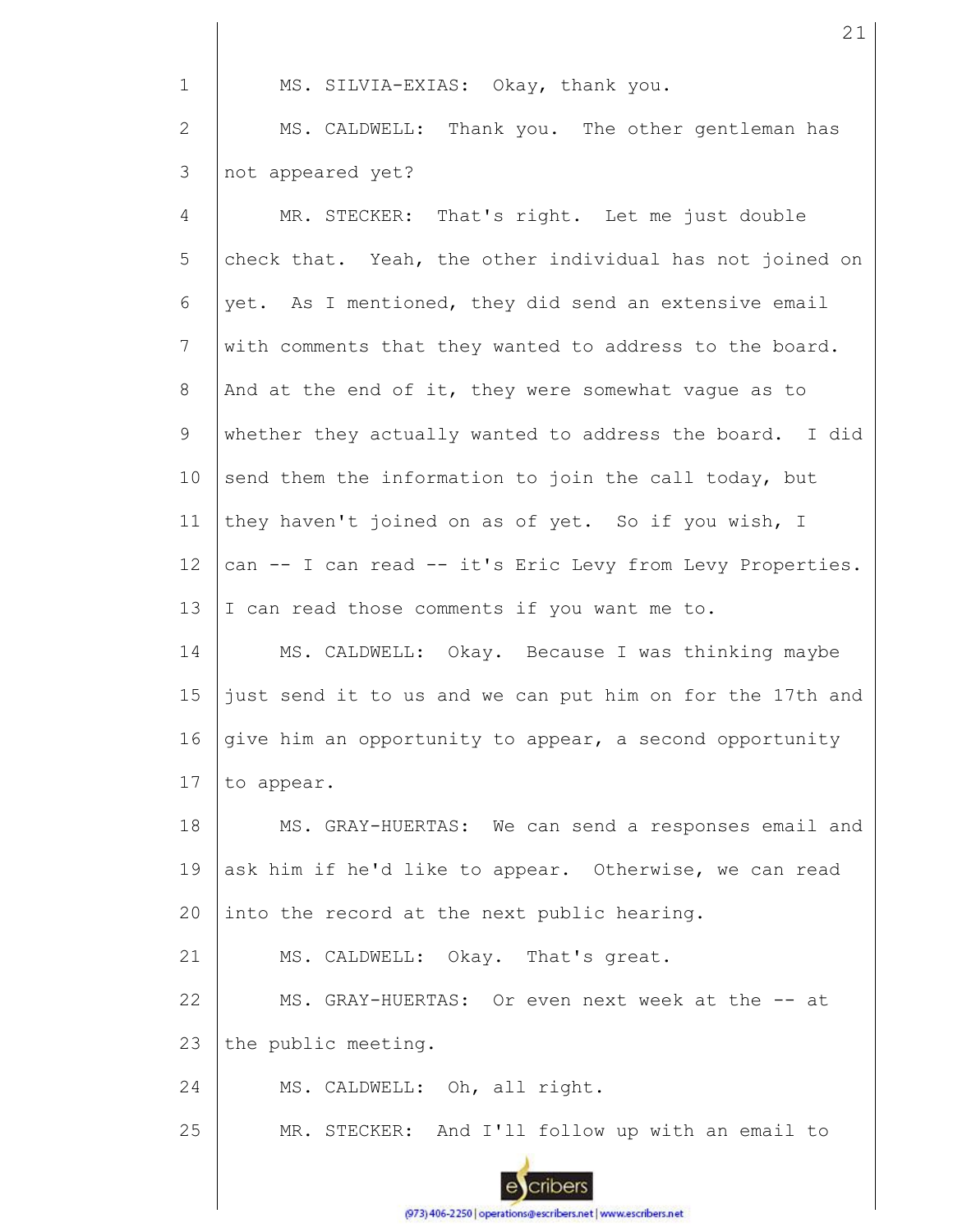MS. SILVIA-EXIAS: Okay, thank you.

MS. CALDWELL: Thank you. The other gentleman has not appeared yet?

MR. STECKER: That's right. Let me just double check that. Yeah, the other individual has not joined on yet. As I mentioned, they did send an extensive email with comments that they wanted to address to the board. And at the end of it, they were somewhat vague as to whether they actually wanted to address the board. I did send them the information to join the call today, but they haven't joined on as of yet. So if you wish, I can -- I can read -- it's Eric Levy from Levy Properties. I can read those comments if you want me to.

MS. CALDWELL: Okay. Because I was thinking maybe just send it to us and we can put him on for the 17th and give him an opportunity to appear, a second opportunity to appear.

MS. GRAY-HUERTAS: We can send a responses email and ask him if he'd like to appear. Otherwise, we can read into the record at the next public hearing.

MS. CALDWELL: Okay. That's great.

MS. GRAY-HUERTAS: Or even next week at the -- at the public meeting.

MS. CALDWELL: Oh, all right.

MR. STECKER: And I'll follow up with an email to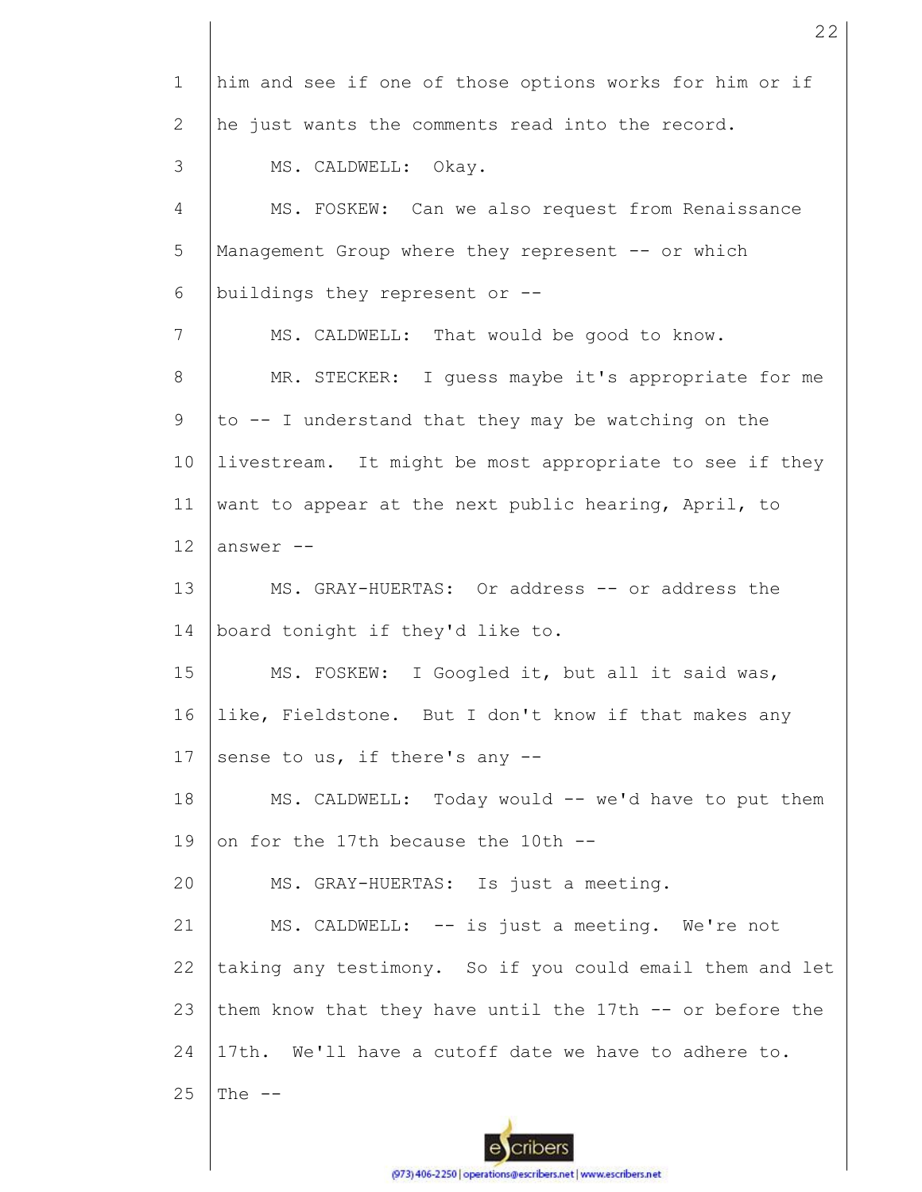him and see if one of those options works for him or if he just wants the comments read into the record.

MS. CALDWELL: Okay.

MS. FOSKEW: Can we also request from Renaissance Management Group where they represent -- or which buildings they represent or --

MS. CALDWELL: That would be good to know.

MR. STECKER: I guess maybe it's appropriate for me to -- I understand that they may be watching on the livestream. It might be most appropriate to see if they want to appear at the next public hearing, April, to answer --

MS. GRAY-HUERTAS: Or address -- or address the board tonight if they'd like to.

MS. FOSKEW: I Googled it, but all it said was, like, Fieldstone. But I don't know if that makes any sense to us, if there's any --

MS. CALDWELL: Today would -- we'd have to put them on for the 17th because the 10th --

MS. GRAY-HUERTAS: Is just a meeting.

MS. CALDWELL: -- is just a meeting. We're not taking any testimony. So if you could email them and let them know that they have until the 17th -- or before the 17th. We'll have a cutoff date we have to adhere to. The --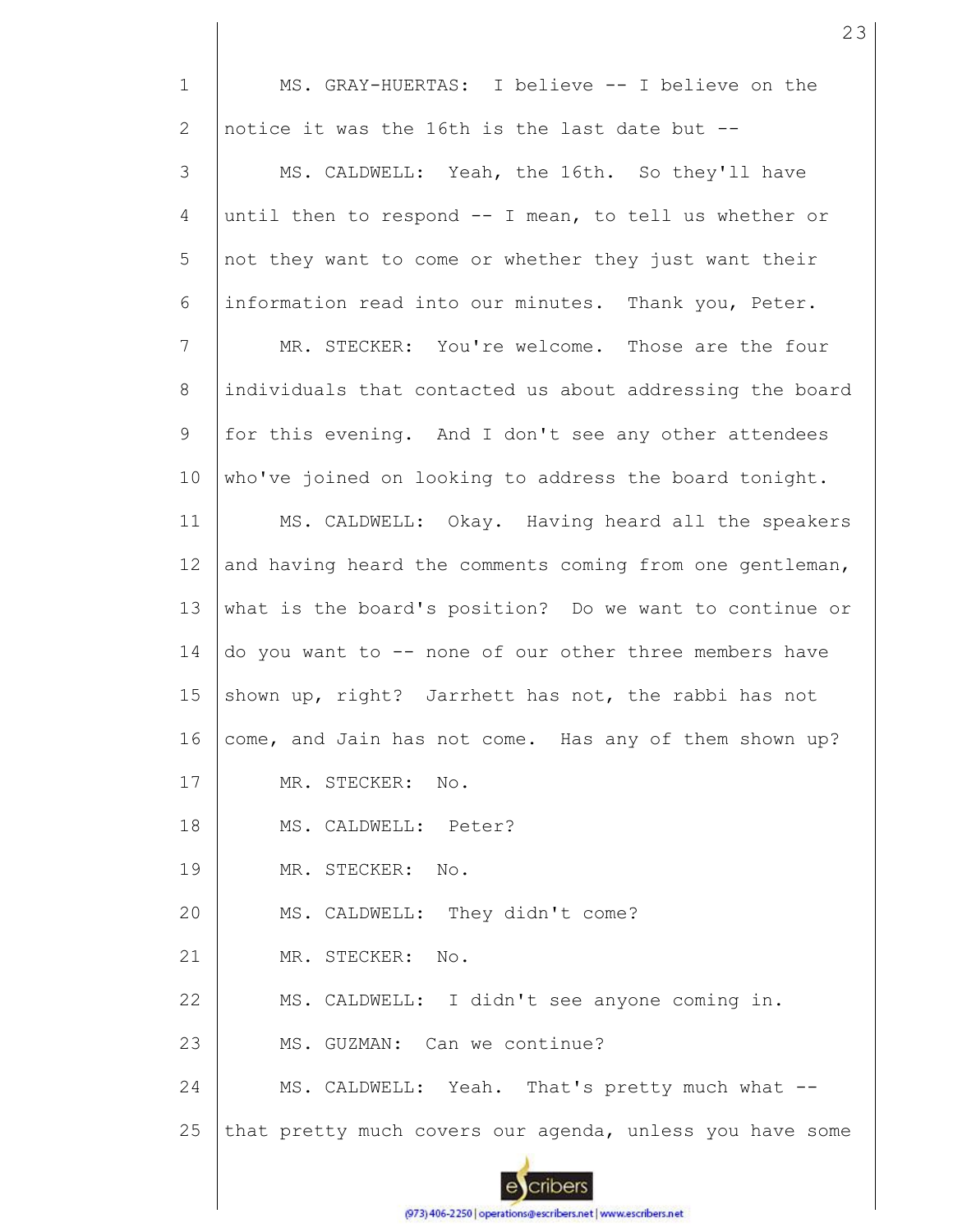1 MS. GRAY-HUERTAS: I believe -- I believe on the
2 notice it was the 16th is the last date but --
3 MS. CALDWELL: Yeah, the 16th. So they'll have
4 until then to respond -- I mean, to tell us whether or
5 not they want to come or whether they just want their
6 information read into our minutes. Thank you, Peter.
7 MR. STECKER: You're welcome. Those are the four
8 individuals that contacted us about addressing the board
9 for this evening. And I don't see any other attendees
10 who've joined on looking to address the board tonight.
11 MS. CALDWELL: Okay. Having heard all the speakers
12 and having heard the comments coming from one gentleman,
13 what is the board's position? Do we want to continue or
14 do you want to -- none of our other three members have
15 shown up, right? Jarrhett has not, the rabbi has not
16 come, and Jain has not come. Has any of them shown up?
17 MR. STECKER: No.
18 MS. CALDWELL: Peter?
19 MR. STECKER: No.
20 MS. CALDWELL: They didn't come?
21 MR. STECKER: No.
22 MS. CALDWELL: I didn't see anyone coming in.
23 MS. GUZMAN: Can we continue?
24 MS. CALDWELL: Yeah. That's pretty much what --
25 that pretty much covers our agenda, unless you have some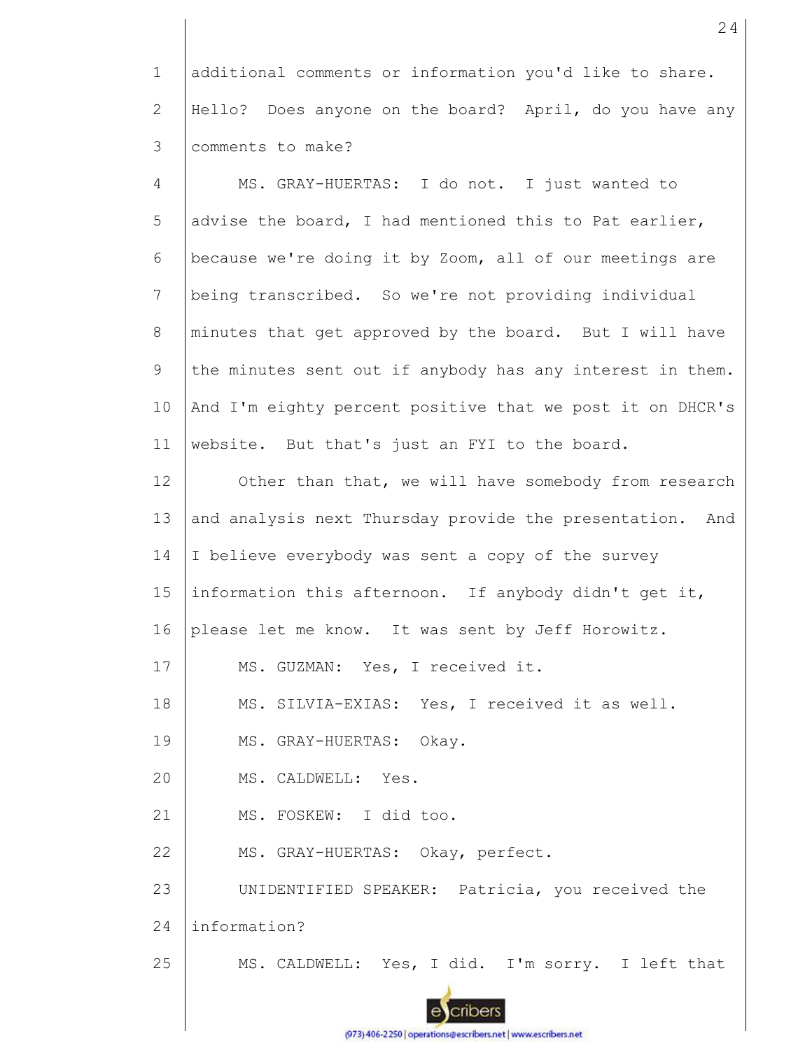additional comments or information you'd like to share. Hello? Does anyone on the board? April, do you have any comments to make?

MS. GRAY-HUERTAS: I do not. I just wanted to advise the board, I had mentioned this to Pat earlier, because we're doing it by Zoom, all of our meetings are being transcribed. So we're not providing individual minutes that get approved by the board. But I will have the minutes sent out if anybody has any interest in them. And I'm eighty percent positive that we post it on DHCR's website. But that's just an FYI to the board.

Other than that, we will have somebody from research and analysis next Thursday provide the presentation. And I believe everybody was sent a copy of the survey information this afternoon. If anybody didn't get it, please let me know. It was sent by Jeff Horowitz.

MS. GUZMAN: Yes, I received it.

MS. SILVIA-EXIAS: Yes, I received it as well.

MS. GRAY-HUERTAS: Okay.

MS. CALDWELL: Yes.

MS. FOSKEW: I did too.

MS. GRAY-HUERTAS: Okay, perfect.

UNIDENTIFIED SPEAKER: Patricia, you received the information?

MS. CALDWELL: Yes, I did. I'm sorry. I left that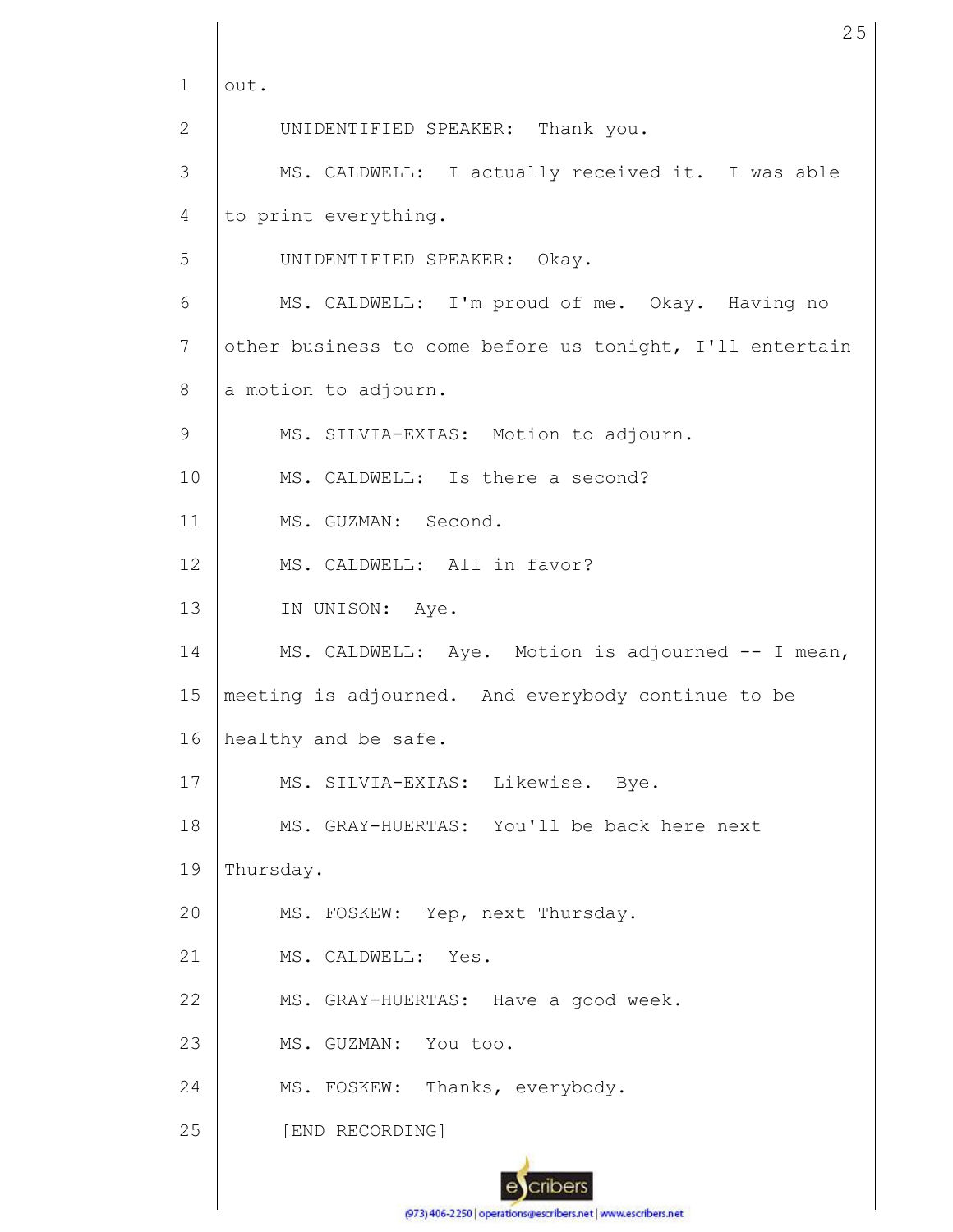out.

UNIDENTIFIED SPEAKER: Thank you.

MS. CALDWELL: I actually received it. I was able to print everything.

UNIDENTIFIED SPEAKER: Okay.

MS. CALDWELL: I'm proud of me. Okay. Having no other business to come before us tonight, I'll entertain a motion to adjourn.

MS. SILVIA-EXIAS: Motion to adjourn.

MS. CALDWELL: Is there a second?

MS. GUZMAN: Second.

MS. CALDWELL: All in favor?

IN UNISON: Aye.

MS. CALDWELL: Aye. Motion is adjourned -- I mean, meeting is adjourned. And everybody continue to be healthy and be safe.

MS. SILVIA-EXIAS: Likewise. Bye.

MS. GRAY-HUERTAS: You'll be back here next Thursday.

MS. FOSKEW: Yep, next Thursday.

MS. CALDWELL: Yes.

MS. GRAY-HUERTAS: Have a good week.

MS. GUZMAN: You too.

MS. FOSKEW: Thanks, everybody.

[END RECORDING]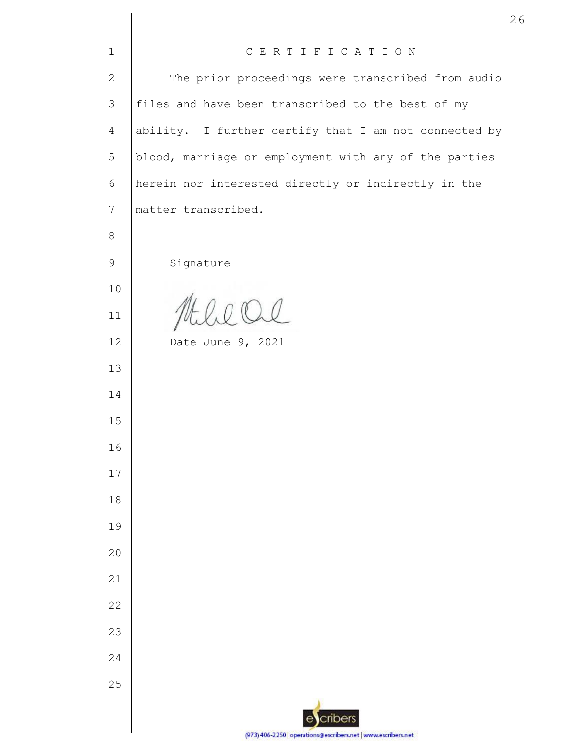# CERTIFICATION

The prior proceedings were transcribed from audio files and have been transcribed to the best of my ability. I further certify that I am not connected by blood, marriage or employment with any of the parties herein nor interested directly or indirectly in the matter transcribed.

Signature

Date June 9, 2021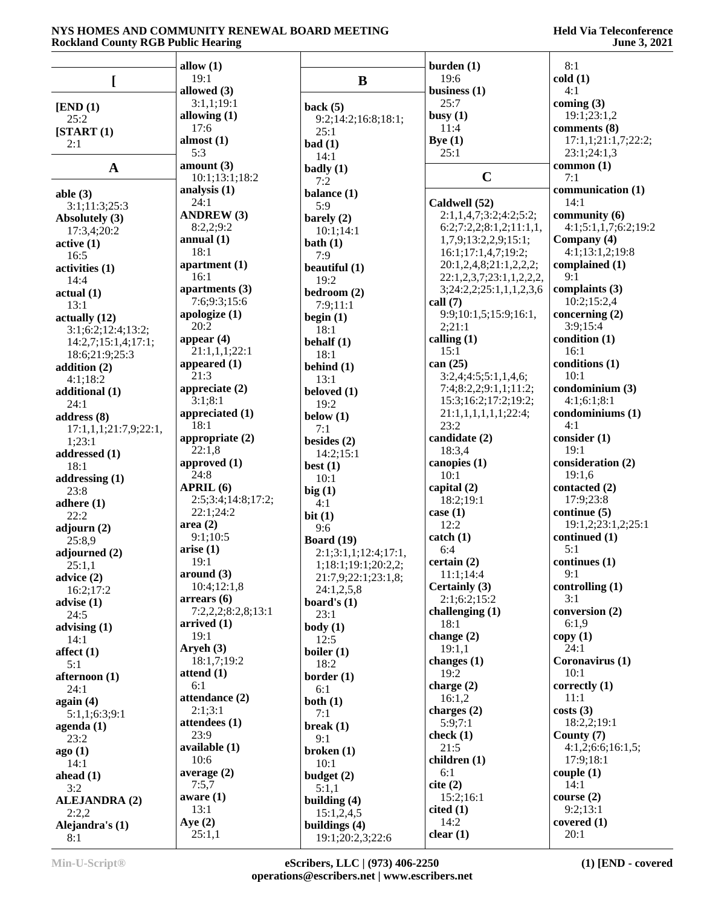## [

**[END (1)**
25:2
**[START (1)**
2:1

## A

**able (3)**
3:1;11:3;25:3
**Absolutely (3)**
17:3,4;20:2
**active (1)**
16:5
**activities (1)**
14:4
**actual (1)**
13:1
**actually (12)**
3:1;6:2;12:4;13:2;
14:2,7;15:1,4;17:1;
18:6;21:9;25:3
**addition (2)**
4:1;18:2
**additional (1)**
24:1
**address (8)**
17:1,1,1;21:7,9;22:1,
1;23:1
**addressed (1)**
18:1
**addressing (1)**
23:8
**adhere (1)**
22:2
**adjourn (2)**
25:8,9
**adjourned (2)**
25:1,1
**advice (2)**
16:2;17:2
**advise (1)**
24:5
**advising (1)**
14:1
**affect (1)**
5:1
**afternoon (1)**
24:1
**again (4)**
5:1,1;6:3;9:1
**agenda (1)**
23:2
**ago (1)**
14:1
**ahead (1)**
3:2
**ALEJANDRA (2)**
2:2,2
**Alejandra's (1)**
8:1
**allow (1)**
19:1
**allowed (3)**
3:1,1;19:1
**allowing (1)**
17:6
**almost (1)**
5:3
**amount (3)**
10:1;13:1;18:2
**analysis (1)**
24:1
**ANDREW (3)**
8:2,2;9:2
**annual (1)**
18:1
**apartment (1)**
16:1
**apartments (3)**
7:6;9:3;15:6
**apologize (1)**
20:2
**appear (4)**
21:1,1,1;22:1
**appeared (1)**
21:3
**appreciate (2)**
3:1;8:1
**appreciated (1)**
18:1
**appropriate (2)**
22:1,8
**approved (1)**
24:8
**APRIL (6)**
2:5;3:4;14:8;17:2;
22:1;24:2
**area (2)**
9:1;10:5
**arise (1)**
19:1
**around (3)**
10:4;12:1,8
**arrears (6)**
7:2,2,2;8:2,8;13:1
**arrived (1)**
19:1
**Aryeh (3)**
18:1,7;19:2
**attend (1)**
6:1
**attendance (2)**
2:1;3:1
**attendees (1)**
23:9
**available (1)**
10:6
**average (2)**
7:5,7
**aware (1)**
13:1
**Aye (2)**
25:1,1

## B

**back (5)**
9:2;14:2;16:8;18:1;
25:1
**bad (1)**
14:1
**badly (1)**
7:2
**balance (1)**
5:9
**barely (2)**
10:1;14:1
**bath (1)**
7:9
**beautiful (1)**
19:2
**bedroom (2)**
7:9;11:1
**begin (1)**
18:1
**behalf (1)**
18:1
**behind (1)**
13:1
**beloved (1)**
19:2
**below (1)**
7:1
**besides (2)**
14:2;15:1
**best (1)**
10:1
**big (1)**
4:1
**bit (1)**
9:6
**Board (19)**
2:1;3:1,1;12:4;17:1,
1;18:1;19:1;20:2,2;
21:7,9;22:1;23:1,8;
24:1,2,5,8
**board's (1)**
23:1
**body (1)**
12:5
**boiler (1)**
18:2
**border (1)**
6:1
**both (1)**
7:1
**break (1)**
9:1
**broken (1)**
10:1
**budget (2)**
5:1,1
**building (4)**
15:1,2,4,5
**buildings (4)**
19:1;20:2,3;22:6
**burden (1)**
19:6
**business (1)**
25:7
**busy (1)**
11:4
**Bye (1)**
25:1

## C

**Caldwell (52)**
2:1,1,4,7;3:2;4:2;5:2;
6:2;7:2,2;8:1,2;11:1,1,
1,7,9;13:2,2,9;15:1;
16:1;17:1,4,7;19:2;
20:1,2,4,8;21:1,2,2,2;
22:1,2,3,7;23:1,1,2,2,2,
3;24:2,2,2;25:1,1,1,2,3,6
**call (7)**
9:9;10:1,5;15:9;16:1,
2;21:1
**calling (1)**
15:1
**can (25)**
3:2,4;4:5;5:1,1,4,6;
7:4;8:2,2;9:1,1;11:2;
15:3;16:2;17:2;19:2;
21:1,1,1,1,1,1;22:4;
23:2
**candidate (2)**
18:3,4
**canopies (1)**
10:1
**capital (2)**
18:2;19:1
**case (1)**
12:2
**catch (1)**
6:4
**certain (2)**
11:1;14:4
**Certainly (3)**
2:1;6:2;15:2
**challenging (1)**
18:1
**change (2)**
19:1,1
**changes (1)**
19:2
**charge (2)**
16:1,2
**charges (2)**
5:9;7:1
**check (1)**
21:5
**children (1)**
6:1
**cite (2)**
15:2;16:1
**cited (1)**
14:2
**clear (1)**
8:1
**cold (1)**
4:1
**coming (3)**
19:1;23:1,2
**comments (8)**
17:1,1;21:1,7;22:2;
23:1;24:1,3
**common (1)**
7:1
**communication (1)**
14:1
**community (6)**
4:1;5:1,1,7;6:2;19:2
**Company (4)**
4:1;13:1,2;19:8
**complained (1)**
9:1
**complaints (3)**
10:2;15:2,4
**concerning (2)**
3:9;15:4
**condition (1)**
16:1
**conditions (1)**
10:1
**condominium (3)**
4:1;6:1;8:1
**condominiums (1)**
4:1
**consider (1)**
19:1
**consideration (2)**
19:1,6
**contacted (2)**
17:9;23:8
**continue (5)**
19:1,2;23:1,2;25:1
**continued (1)**
5:1
**continues (1)**
9:1
**controlling (1)**
3:1
**conversion (2)**
6:1,9
**copy (1)**
24:1
**Coronavirus (1)**
10:1
**correctly (1)**
11:1
**costs (3)**
18:2,2;19:1
**County (7)**
4:1,2;6:6;16:1,5;
17:9;18:1
**couple (1)**
14:1
**course (2)**
9:2;13:1
**covered (1)**
20:1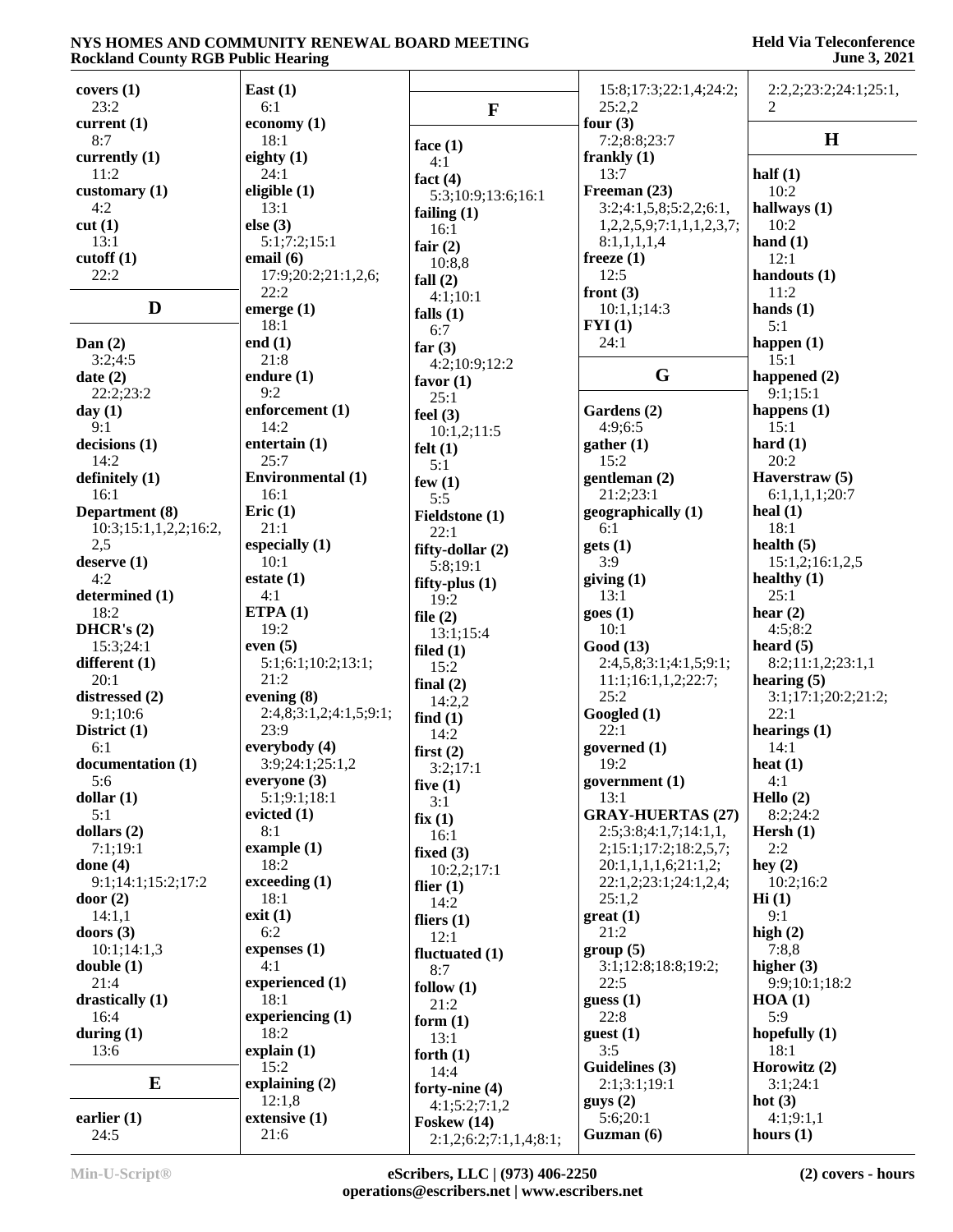**covers (1)**
23:2
**current (1)**
8:7
**currently (1)**
11:2
**customary (1)**
4:2
**cut (1)**
13:1
**cutoff (1)**
22:2

## D

**Dan (2)**
3:2;4:5
**date (2)**
22:2;23:2
**day (1)**
9:1
**decisions (1)**
14:2
**definitely (1)**
16:1
**Department (8)**
10:3;15:1,1,2,2;16:2,2,5
**deserve (1)**
4:2
**determined (1)**
18:2
**DHCR's (2)**
15:3;24:1
**different (1)**
20:1
**distressed (2)**
9:1;10:6
**District (1)**
6:1
**documentation (1)**
5:6
**dollar (1)**
5:1
**dollars (2)**
7:1;19:1
**done (4)**
9:1;14:1;15:2;17:2
**door (2)**
14:1,1
**doors (3)**
10:1;14:1,3
**double (1)**
21:4
**drastically (1)**
16:4
**during (1)**
13:6

## E

**earlier (1)**
24:5
**East (1)**
6:1
**economy (1)**
18:1
**eighty (1)**
24:1
**eligible (1)**
13:1
**else (3)**
5:1;7:2;15:1
**email (6)**
17:9;20:2;21:1,2,6;22:2
**emerge (1)**
18:1
**end (1)**
21:8
**endure (1)**
9:2
**enforcement (1)**
14:2
**entertain (1)**
25:7
**Environmental (1)**
16:1
**Eric (1)**
21:1
**especially (1)**
10:1
**estate (1)**
4:1
**ETPA (1)**
19:2
**even (5)**
5:1;6:1;10:2;13:1;21:2
**evening (8)**
2:4,8;3:1,2;4:1,5;9:1;23:9
**everybody (4)**
3:9;24:1;25:1,2
**everyone (3)**
5:1;9:1;18:1
**evicted (1)**
8:1
**example (1)**
18:2
**exceeding (1)**
18:1
**exit (1)**
6:2
**expenses (1)**
4:1
**experienced (1)**
18:1
**experiencing (1)**
18:2
**explain (1)**
15:2
**explaining (2)**
12:1,8
**extensive (1)**
21:6

## F

**face (1)**
4:1
**fact (4)**
5:3;10:9;13:6;16:1
**failing (1)**
16:1
**fair (2)**
10:8,8
**fall (2)**
4:1;10:1
**falls (1)**
6:7
**far (3)**
4:2;10:9;12:2
**favor (1)**
25:1
**feel (3)**
10:1,2;11:5
**felt (1)**
5:1
**few (1)**
5:5
**Fieldstone (1)**
22:1
**fifty-dollar (2)**
5:8;19:1
**fifty-plus (1)**
19:2
**file (2)**
13:1;15:4
**filed (1)**
15:2
**final (2)**
14:2,2
**find (1)**
14:2
**first (2)**
3:2;17:1
**five (1)**
3:1
**fix (1)**
16:1
**fixed (3)**
10:2,2;17:1
**flier (1)**
14:2
**fliers (1)**
12:1
**fluctuated (1)**
8:7
**follow (1)**
21:2
**form (1)**
13:1
**forth (1)**
14:4
**forty-nine (4)**
4:1;5:2;7:1,2
**Foskew (14)**
2:1,2;6:2;7:1,1,4;8:1;15:8;17:3;22:1,4;24:2;25:2,2
**four (3)**
7:2;8:8;23:7
**frankly (1)**
13:7
**Freeman (23)**
3:2;4:1,5,8;5:2,2;6:1,1,2,2,5,9;7:1,1,1,2,3,7;8:1,1,1,1,4
**freeze (1)**
12:5
**front (3)**
10:1,1;14:3
**FYI (1)**
24:1

## G

**Gardens (2)**
4:9;6:5
**gather (1)**
15:2
**gentleman (2)**
21:2;23:1
**geographically (1)**
6:1
**gets (1)**
3:9
**giving (1)**
13:1
**goes (1)**
10:1
**Good (13)**
2:4,5,8;3:1;4:1,5;9:1;11:1;16:1,1,2;22:7;25:2
**Googled (1)**
22:1
**governed (1)**
19:2
**government (1)**
13:1
**GRAY-HUERTAS (27)**
2:5;3:8;4:1,7;14:1,1,2;15:1;17:2;18:2,5,7;20:1,1,1,1,6;21:1,2;22:1,2;23:1;24:1,2,4;25:1,2
**great (1)**
21:2
**group (5)**
3:1;12:8;18:8;19:2;22:5
**guess (1)**
22:8
**guest (1)**
3:5
**Guidelines (3)**
2:1;3:1;19:1
**guys (2)**
5:6;20:1
**Guzman (6)**
2:2,2;23:2;24:1;25:1,2

## H

**half (1)**
10:2
**hallways (1)**
10:2
**hand (1)**
12:1
**handouts (1)**
11:2
**hands (1)**
5:1
**happen (1)**
15:1
**happened (2)**
9:1;15:1
**happens (1)**
15:1
**hard (1)**
20:2
**Haverstraw (5)**
6:1,1,1,1;20:7
**heal (1)**
18:1
**health (5)**
15:1,2;16:1,2,5
**healthy (1)**
25:1
**hear (2)**
4:5;8:2
**heard (5)**
8:2;11:1,2;23:1,1
**hearing (5)**
3:1;17:1;20:2;21:2;22:1
**hearings (1)**
14:1
**heat (1)**
4:1
**Hello (2)**
8:2;24:2
**Hersh (1)**
2:2
**hey (2)**
10:2;16:2
**Hi (1)**
9:1
**high (2)**
7:8,8
**higher (3)**
9:9;10:1;18:2
**HOA (1)**
5:9
**hopefully (1)**
18:1
**Horowitz (2)**
3:1;24:1
**hot (3)**
4:1;9:1,1
**hours (1)**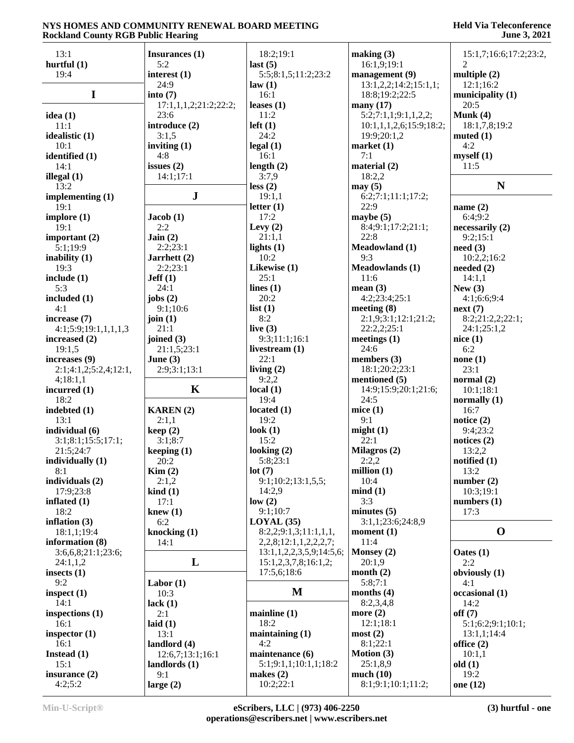13:1
**hurtful (1)**
19:4

# I

**idea (1)**
11:1
**idealistic (1)**
10:1
**identified (1)**
14:1
**illegal (1)**
13:2
**implementing (1)**
19:1
**implore (1)**
19:1
**important (2)**
5:1;19:9
**inability (1)**
19:3
**include (1)**
5:3
**included (1)**
4:1
**increase (7)**
4:1;5:9;19:1,1,1,1,3
**increased (2)**
19:1,5
**increases (9)**
2:1;4:1,2;5:2,4;12:1,4;18:1,1
**incurred (1)**
18:2
**indebted (1)**
13:1
**individual (6)**
3:1;8:1;15:5;17:1;21:5;24:7
**individually (1)**
8:1
**individuals (2)**
17:9;23:8
**inflated (1)**
18:2
**inflation (3)**
18:1,1;19:4
**information (8)**
3:6,6,8;21:1;23:6;24:1,1,2
**insects (1)**
9:2
**inspect (1)**
14:1
**inspections (1)**
16:1
**inspector (1)**
16:1
**Instead (1)**
15:1
**insurance (2)**
4:2;5:2
**Insurances (1)**
5:2
**interest (1)**
24:9
**into (7)**
17:1,1,1,2;21:2;22:2;23:6
**introduce (2)**
3:1,5
**inviting (1)**
4:8
**issues (2)**
14:1;17:1

# J

**Jacob (1)**
2:2
**Jain (2)**
2:2;23:1
**Jarrhett (2)**
2:2;23:1
**Jeff (1)**
24:1
**jobs (2)**
9:1;10:6
**join (1)**
21:1
**joined (3)**
21:1,5;23:1
**June (3)**
2:9;3:1;13:1

# K

**KAREN (2)**
2:1,1
**keep (2)**
3:1;8:7
**keeping (1)**
20:2
**Kim (2)**
2:1,2
**kind (1)**
17:1
**knew (1)**
6:2
**knocking (1)**
14:1

# L

**Labor (1)**
10:3
**lack (1)**
2:1
**laid (1)**
13:1
**landlord (4)**
12:6,7;13:1;16:1
**landlords (1)**
9:1
**large (2)**
18:2;19:1
**last (5)**
5:5;8:1,5;11:2;23:2
**law (1)**
16:1
**leases (1)**
11:2
**left (1)**
24:2
**legal (1)**
16:1
**length (2)**
3:7,9
**less (2)**
19:1,1
**letter (1)**
17:2
**Levy (2)**
21:1,1
**lights (1)**
10:2
**Likewise (1)**
25:1
**lines (1)**
20:2
**list (1)**
8:2
**live (3)**
9:3;11:1;16:1
**livestream (1)**
22:1
**living (2)**
9:2,2
**local (1)**
19:4
**located (1)**
19:2
**look (1)**
15:2
**looking (2)**
5:8;23:1
**lot (7)**
9:1;10:2;13:1,5,5;14:2,9
**low (2)**
9:1;10:7
**LOYAL (35)**
8:2,2;9:1,3;11:1,1,1,2,2,8;12:1,1,2,2,2,7;13:1,1,2,2,3,5,9;14:5,6;15:1,2,3,7,8;16:1,2;17:5,6;18:6

# M

**mainline (1)**
18:2
**maintaining (1)**
4:2
**maintenance (6)**
5:1;9:1,1;10:1,1;18:2
**makes (2)**
10:2;22:1
**making (3)**
16:1,9;19:1
**management (9)**
13:1,2,2;14:2;15:1,1;18:8;19:2;22:5
**many (17)**
5:2;7:1,1;9:1,1,2,2;10:1,1,1,2,6;15:9;18:2;19:9;20:1,2
**market (1)**
7:1
**material (2)**
18:2,2
**may (5)**
6:2;7:1;11:1;17:2;22:9
**maybe (5)**
8:4;9:1;17:2;21:1;22:8
**Meadowland (1)**
9:3
**Meadowlands (1)**
11:6
**mean (3)**
4:2;23:4;25:1
**meeting (8)**
2:1,9;3:1;12:1;21:2;22:2,2;25:1
**meetings (1)**
24:6
**members (3)**
18:1;20:2;23:1
**mentioned (5)**
14:9;15:9;20:1;21:6;24:5
**mice (1)**
9:1
**might (1)**
22:1
**Milagros (2)**
2:2,2
**million (1)**
10:4
**mind (1)**
3:3
**minutes (5)**
3:1,1;23:6;24:8,9
**moment (1)**
11:4
**Monsey (2)**
20:1,9
**month (2)**
5:8;7:1
**months (4)**
8:2,3,4,8
**more (2)**
12:1;18:1
**most (2)**
8:1;22:1
**Motion (3)**
25:1,8,9
**much (10)**
8:1;9:1;10:1;11:2;15:1,7;16:6;17:2;23:2,2
**multiple (2)**
12:1;16:2
**municipality (1)**
20:5
**Munk (4)**
18:1,7,8;19:2
**muted (1)**
4:2
**myself (1)**
11:5

# N

**name (2)**
6:4;9:2
**necessarily (2)**
9:2;15:1
**need (3)**
10:2,2;16:2
**needed (2)**
14:1,1
**New (3)**
4:1;6:6;9:4
**next (7)**
8:2;21:2,2;22:1;24:1;25:1,2
**nice (1)**
6:2
**none (1)**
23:1
**normal (2)**
10:1;18:1
**normally (1)**
16:7
**notice (2)**
9:4;23:2
**notices (2)**
13:2,2
**notified (1)**
13:2
**number (2)**
10:3;19:1
**numbers (1)**
17:3

# O

**Oates (1)**
2:2
**obviously (1)**
4:1
**occasional (1)**
14:2
**off (7)**
5:1;6:2;9:1;10:1;13:1,1;14:4
**office (2)**
10:1,1
**old (1)**
19:2
**one (12)**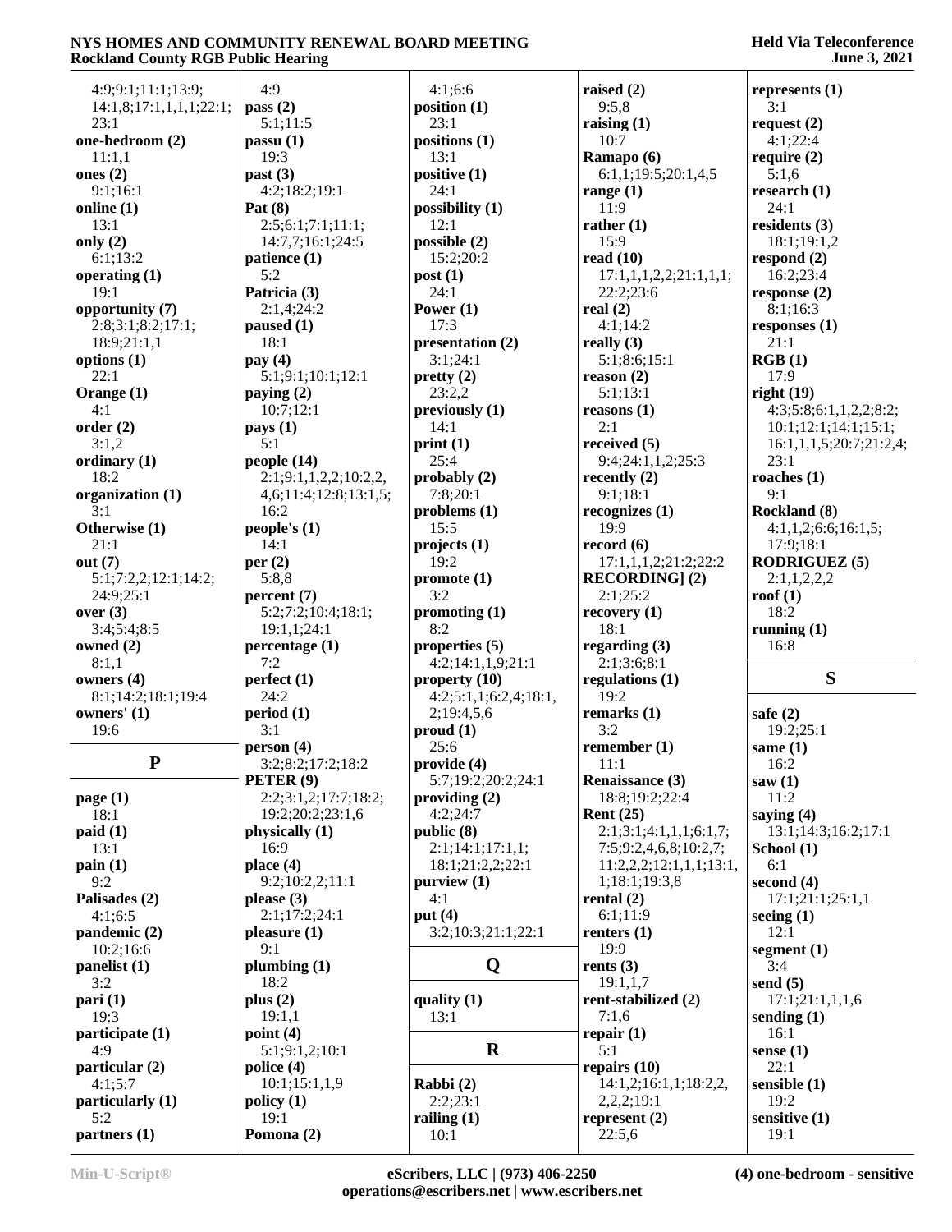4:9;9:1;11:1;13:9;
14:1,8;17:1,1,1,1;22:1;
23:1

**one-bedroom (2)**
11:1,1

**ones (2)**
9:1;16:1

**online (1)**
13:1

**only (2)**
6:1;13:2

**operating (1)**
19:1

**opportunity (7)**
2:8;3:1;8:2;17:1;
18:9;21:1,1

**options (1)**
22:1

**Orange (1)**
4:1

**order (2)**
3:1,2

**ordinary (1)**
18:2

**organization (1)**
3:1

**Otherwise (1)**
21:1

**out (7)**
5:1;7:2,2;12:1;14:2;
24:9;25:1

**over (3)**
3:4;5:4;8:5

**owned (2)**
8:1,1

**owners (4)**
8:1;14:2;18:1;19:4

**owners' (1)**
19:6

## P

**page (1)**
18:1

**paid (1)**
13:1

**pain (1)**
9:2

**Palisades (2)**
4:1;6:5

**pandemic (2)**
10:2;16:6

**panelist (1)**
3:2

**pari (1)**
19:3

**participate (1)**
4:9

**particular (2)**
4:1;5:7

**particularly (1)**
5:2

**partners (1)**
4:9

**pass (2)**
5:1;11:5

**passu (1)**
19:3

**past (3)**
4:2;18:2;19:1

**Pat (8)**
2:5;6:1;7:1;11:1;
14:7,7;16:1;24:5

**patience (1)**
5:2

**Patricia (3)**
2:1,4;24:2

**paused (1)**
18:1

**pay (4)**
5:1;9:1;10:1;12:1

**paying (2)**
10:7;12:1

**pays (1)**
5:1

**people (14)**
2:1;9:1,1,2,2;10:2,2,
4,6;11:4;12:8;13:1,5;
16:2

**people's (1)**
14:1

**per (2)**
5:8,8

**percent (7)**
5:2;7:2;10:4;18:1;
19:1,1;24:1

**percentage (1)**
7:2

**perfect (1)**
24:2

**period (1)**
3:1

**person (4)**
3:2;8:2;17:2;18:2

**PETER (9)**
2:2;3:1,2;17:7;18:2;
19:2;20:2;23:1,6

**physically (1)**
16:9

**place (4)**
9:2;10:2,2;11:1

**please (3)**
2:1;17:2;24:1

**pleasure (1)**
9:1

**plumbing (1)**
18:2

**plus (2)**
19:1,1

**point (4)**
5:1;9:1,2;10:1

**police (4)**
10:1;15:1,1,9

**policy (1)**
19:1

**Pomona (2)**
4:1;6:6

**position (1)**
23:1

**positions (1)**
13:1

**positive (1)**
24:1

**possibility (1)**
12:1

**possible (2)**
15:2;20:2

**post (1)**
24:1

**Power (1)**
17:3

**presentation (2)**
3:1;24:1

**pretty (2)**
23:2,2

**previously (1)**
14:1

**print (1)**
25:4

**probably (2)**
7:8;20:1

**problems (1)**
15:5

**projects (1)**
19:2

**promote (1)**
3:2

**promoting (1)**
8:2

**properties (5)**
4:2;14:1,1,9;21:1

**property (10)**
4:2;5:1,1;6:2,4;18:1,
2;19:4,5,6

**proud (1)**
25:6

**provide (4)**
5:7;19:2;20:2;24:1

**providing (2)**
4:2;24:7

**public (8)**
2:1;14:1;17:1,1;
18:1;21:2,2;22:1

**purview (1)**
4:1

**put (4)**
3:2;10:3;21:1;22:1

## Q

**quality (1)**
13:1

## R

**Rabbi (2)**
2:2;23:1

**railing (1)**
10:1

**raised (2)**
9:5,8

**raising (1)**
10:7

**Ramapo (6)**
6:1,1;19:5;20:1,4,5

**range (1)**
11:9

**rather (1)**
15:9

**read (10)**
17:1,1,1,2,2;21:1,1,1;
22:2;23:6

**real (2)**
4:1;14:2

**really (3)**
5:1;8:6;15:1

**reason (2)**
5:1;13:1

**reasons (1)**
2:1

**received (5)**
9:4;24:1,1,2;25:3

**recently (2)**
9:1;18:1

**recognizes (1)**
19:9

**record (6)**
17:1,1,1,2;21:2;22:2

**RECORDING] (2)**
2:1;25:2

**recovery (1)**
18:1

**regarding (3)**
2:1;3:6;8:1

**regulations (1)**
19:2

**remarks (1)**
3:2

**remember (1)**
11:1

**Renaissance (3)**
18:8;19:2;22:4

**Rent (25)**
2:1;3:1;4:1,1,1;6:1,7;
7:5;9:2,4,6,8;10:2,7;
11:2,2,2;12:1,1,1;13:1,
1;18:1;19:3,8

**rental (2)**
6:1;11:9

**renters (1)**
19:9

**rents (3)**
19:1,1,7

**rent-stabilized (2)**
7:1,6

**repair (1)**
5:1

**repairs (10)**
14:1,2;16:1,1;18:2,2,
2,2,2;19:1

**represent (2)**
22:5,6

**represents (1)**
3:1

**request (2)**
4:1;22:4

**require (2)**
5:1,6

**research (1)**
24:1

**residents (3)**
18:1;19:1,2

**respond (2)**
16:2;23:4

**response (2)**
8:1;16:3

**responses (1)**
21:1

**RGB (1)**
17:9

**right (19)**
4:3;5:8;6:1,1,2,2;8:2;
10:1;12:1;14:1;15:1;
16:1,1,1,5;20:7;21:2,4;
23:1

**roaches (1)**
9:1

**Rockland (8)**
4:1,1,2;6:6;16:1,5;
17:9;18:1

**RODRIGUEZ (5)**
2:1,1,2,2,2

**roof (1)**
18:2

**running (1)**
16:8

## S

**safe (2)**
19:2;25:1

**same (1)**
16:2

**saw (1)**
11:2

**saying (4)**
13:1;14:3;16:2;17:1

**School (1)**
6:1

**second (4)**
17:1;21:1;25:1,1

**seeing (1)**
12:1

**segment (1)**
3:4

**send (5)**
17:1;21:1,1,1,6

**sending (1)**
16:1

**sense (1)**
22:1

**sensible (1)**
19:2

**sensitive (1)**
19:1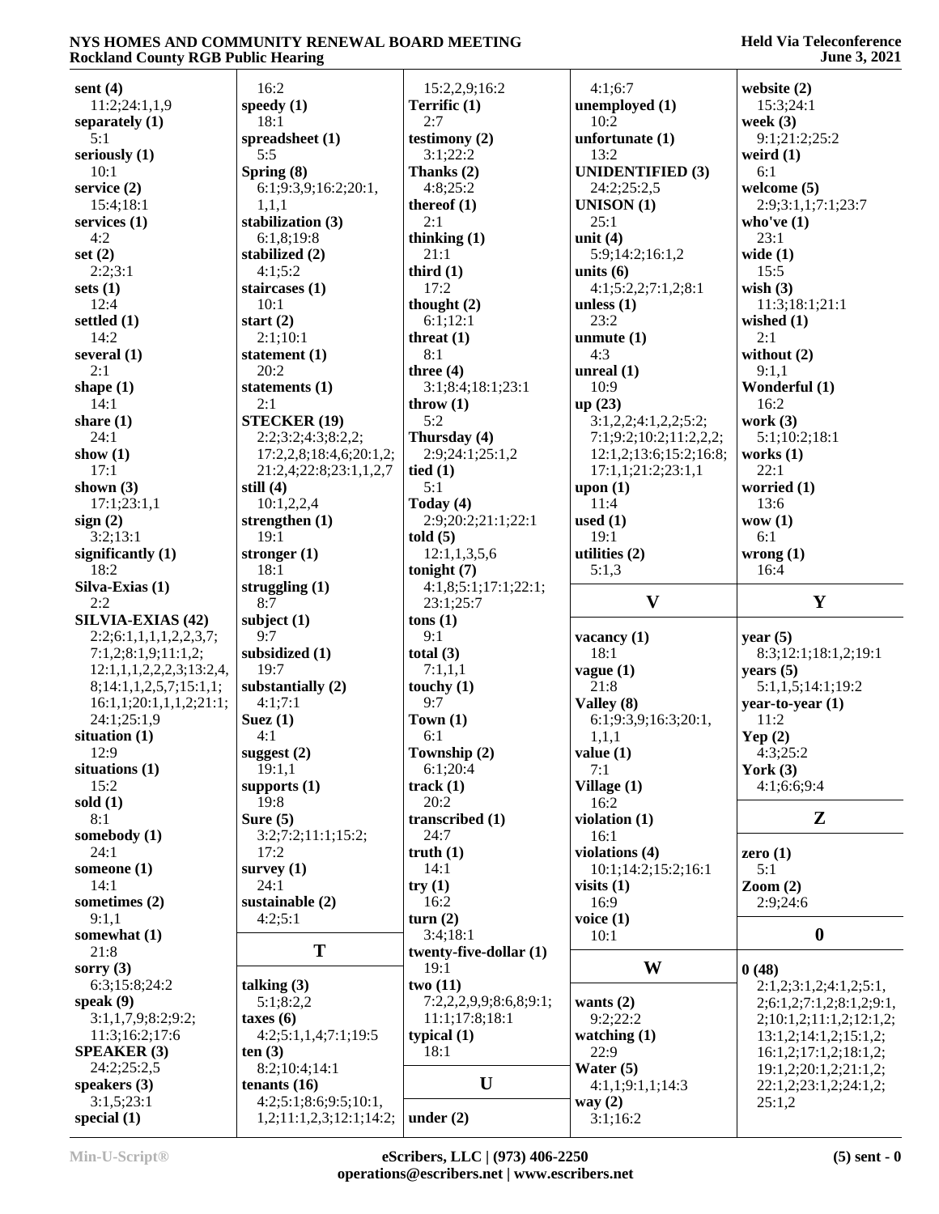**sent (4)**
11:2;24:1,1,9
**separately (1)**
5:1
**seriously (1)**
10:1
**service (2)**
15:4;18:1
**services (1)**
4:2
**set (2)**
2:2;3:1
**sets (1)**
12:4
**settled (1)**
14:2
**several (1)**
2:1
**shape (1)**
14:1
**share (1)**
24:1
**show (1)**
17:1
**shown (3)**
17:1;23:1,1
**sign (2)**
3:2;13:1
**significantly (1)**
18:2
**Silva-Exias (1)**
2:2
**SILVIA-EXIAS (42)**
2:2;6:1,1,1,1,2,2,3,7;
7:1,2;8:1,9;11:1,2;
12:1,1,1,2,2,2,3;13:2,4,
8;14:1,1,2,5,7;15:1,1;
16:1,1;20:1,1,1,2;21:1;
24:1;25:1,9
**situation (1)**
12:9
**situations (1)**
15:2
**sold (1)**
8:1
**somebody (1)**
24:1
**someone (1)**
14:1
**sometimes (2)**
9:1,1
**somewhat (1)**
21:8
**sorry (3)**
6:3;15:8;24:2
**speak (9)**
3:1,1,7,9;8:2;9:2;
11:3;16:2;17:6
**SPEAKER (3)**
24:2;25:2,5
**speakers (3)**
3:1,5;23:1
**special (1)**
16:2
**speedy (1)**
18:1
**spreadsheet (1)**
5:5
**Spring (8)**
6:1;9:3,9;16:2;20:1,
1,1,1
**stabilization (3)**
6:1,8;19:8
**stabilized (2)**
4:1;5:2
**staircases (1)**
10:1
**start (2)**
2:1;10:1
**statement (1)**
20:2
**statements (1)**
2:1
**STECKER (19)**
2:2;3:2;4:3;8:2,2;
17:2,2,8;18:4,6;20:1,2;
21:2,4;22:8;23:1,1,2,7
**still (4)**
10:1,2,2,4
**strengthen (1)**
19:1
**stronger (1)**
18:1
**struggling (1)**
8:7
**subject (1)**
9:7
**subsidized (1)**
19:7
**substantially (2)**
4:1;7:1
**Suez (1)**
4:1
**suggest (2)**
19:1,1
**supports (1)**
19:8
**Sure (5)**
3:2;7:2;11:1;15:2;
17:2
**survey (1)**
24:1
**sustainable (2)**
4:2;5:1

## T

**talking (3)**
5:1;8:2,2
**taxes (6)**
4:2;5:1,1,4;7:1;19:5
**ten (3)**
8:2;10:4;14:1
**tenants (16)**
4:2;5:1;8:6;9:5;10:1,
1,2;11:1,2,3;12:1;14:2;
15:2,2,9;16:2
**Terrific (1)**
2:7
**testimony (2)**
3:1;22:2
**Thanks (2)**
4:8;25:2
**thereof (1)**
2:1
**thinking (1)**
21:1
**third (1)**
17:2
**thought (2)**
6:1;12:1
**threat (1)**
8:1
**three (4)**
3:1;8:4;18:1;23:1
**throw (1)**
5:2
**Thursday (4)**
2:9;24:1;25:1,2
**tied (1)**
5:1
**Today (4)**
2:9;20:2;21:1;22:1
**told (5)**
12:1,1,3,5,6
**tonight (7)**
4:1,8;5:1;17:1;22:1;
23:1;25:7
**tons (1)**
9:1
**total (3)**
7:1,1,1
**touchy (1)**
9:7
**Town (1)**
6:1
**Township (2)**
6:1;20:4
**track (1)**
20:2
**transcribed (1)**
24:7
**truth (1)**
14:1
**try (1)**
16:2
**turn (2)**
3:4;18:1
**twenty-five-dollar (1)**
19:1
**two (11)**
7:2,2,2,9,9;8:6,8;9:1;
11:1;17:8;18:1
**typical (1)**
18:1

## U

**under (2)**
4:1;6:7
**unemployed (1)**
10:2
**unfortunate (1)**
13:2
**UNIDENTIFIED (3)**
24:2;25:2,5
**UNISON (1)**
25:1
**unit (4)**
5:9;14:2;16:1,2
**units (6)**
4:1;5:2,2;7:1,2;8:1
**unless (1)**
23:2
**unmute (1)**
4:3
**unreal (1)**
10:9
**up (23)**
3:1,2,2;4:1,2,2;5:2;
7:1;9:2;10:2;11:2,2,2;
12:1,2;13:6;15:2;16:8;
17:1,1;21:2;23:1,1
**upon (1)**
11:4
**used (1)**
19:1
**utilities (2)**
5:1,3

## V

**vacancy (1)**
18:1
**vague (1)**
21:8
**Valley (8)**
6:1;9:3,9;16:3;20:1,
1,1,1
**value (1)**
7:1
**Village (1)**
16:2
**violation (1)**
16:1
**violations (4)**
10:1;14:2;15:2;16:1
**visits (1)**
16:9
**voice (1)**
10:1

## W

**wants (2)**
9:2;22:2
**watching (1)**
22:9
**Water (5)**
4:1,1;9:1,1;14:3
**way (2)**
3:1;16:2
**website (2)**
15:3;24:1
**week (3)**
9:1;21:2;25:2
**weird (1)**
6:1
**welcome (5)**
2:9;3:1,1;7:1;23:7
**who've (1)**
23:1
**wide (1)**
15:5
**wish (3)**
11:3;18:1;21:1
**wished (1)**
2:1
**without (2)**
9:1,1
**Wonderful (1)**
16:2
**work (3)**
5:1;10:2;18:1
**works (1)**
22:1
**worried (1)**
13:6
**wow (1)**
6:1
**wrong (1)**
16:4

## Y

**year (5)**
8:3;12:1;18:1,2;19:1
**years (5)**
5:1,1,5;14:1;19:2
**year-to-year (1)**
11:2
**Yep (2)**
4:3;25:2
**York (3)**
4:1;6:6;9:4

## Z

**zero (1)**
5:1
**Zoom (2)**
2:9;24:6

## 0

**0 (48)**
2:1,2;3:1,2;4:1,2;5:1,
2;6:1,2;7:1,2;8:1,2;9:1,
2;10:1,2;11:1,2;12:1,2;
13:1,2;14:1,2;15:1,2;
16:1,2;17:1,2;18:1,2;
19:1,2;20:1,2;21:1,2;
22:1,2;23:1,2;24:1,2;
25:1,2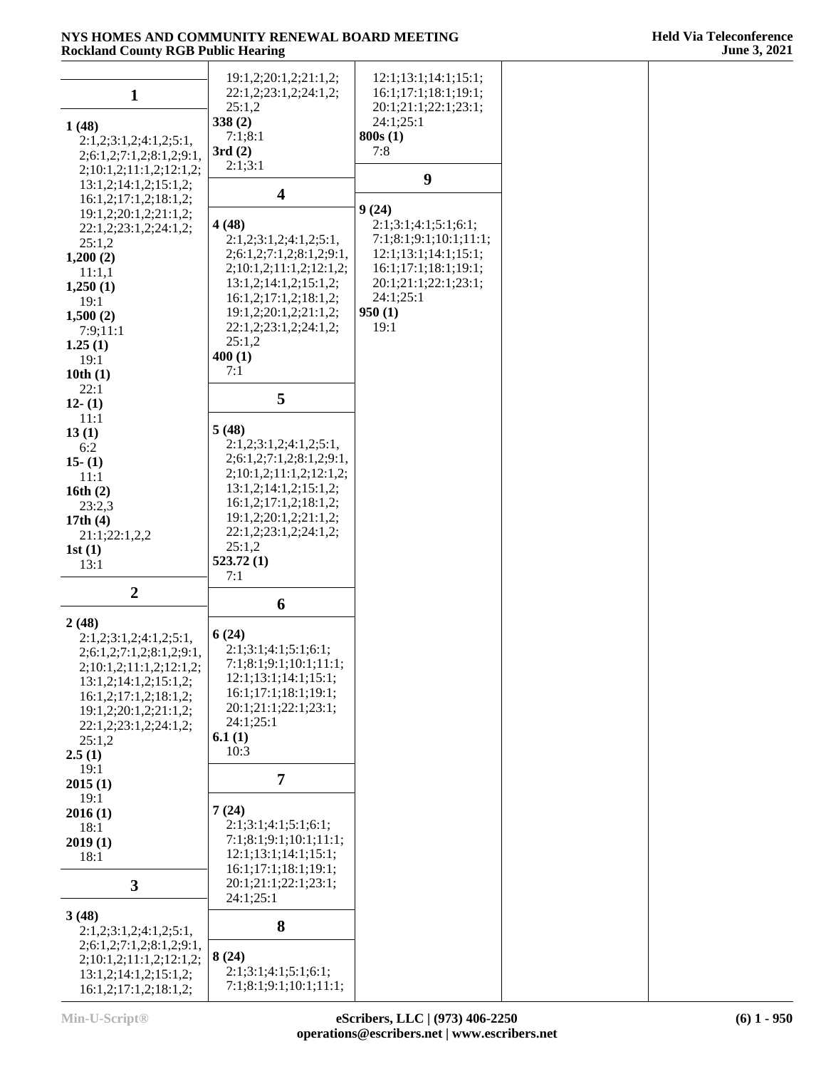## 1

**1 (48)**
2:1,2;3:1,2;4:1,2;5:1,2;6:1,2;7:1,2;8:1,2;9:1,2;10:1,2;11:1,2;12:1,2;13:1,2;14:1,2;15:1,2;16:1,2;17:1,2;18:1,2;19:1,2;20:1,2;21:1,2;22:1,2;23:1,2;24:1,2;25:1,2

**1,200 (2)**
11:1,1

**1,250 (1)**
19:1

**1,500 (2)**
7:9;11:1

**1.25 (1)**
19:1

**10th (1)**
22:1

**12- (1)**
11:1

**13 (1)**
6:2

**15- (1)**
11:1

**16th (2)**
23:2,3

**17th (4)**
21:1;22:1,2,2

**1st (1)**
13:1

## 2

**2 (48)**
2:1,2;3:1,2;4:1,2;5:1,2;6:1,2;7:1,2;8:1,2;9:1,2;10:1,2;11:1,2;12:1,2;13:1,2;14:1,2;15:1,2;16:1,2;17:1,2;18:1,2;19:1,2;20:1,2;21:1,2;22:1,2;23:1,2;24:1,2;25:1,2

**2.5 (1)**
19:1

**2015 (1)**
19:1

**2016 (1)**
18:1

**2019 (1)**
18:1

## 3

**3 (48)**
2:1,2;3:1,2;4:1,2;5:1,2;6:1,2;7:1,2;8:1,2;9:1,2;10:1,2;11:1,2;12:1,2;13:1,2;14:1,2;15:1,2;16:1,2;17:1,2;18:1,2;19:1,2;20:1,2;21:1,2;22:1,2;23:1,2;24:1,2;25:1,2

**338 (2)**
7:1;8:1

**3rd (2)**
2:1;3:1

## 4

**4 (48)**
2:1,2;3:1,2;4:1,2;5:1,2;6:1,2;7:1,2;8:1,2;9:1,2;10:1,2;11:1,2;12:1,2;13:1,2;14:1,2;15:1,2;16:1,2;17:1,2;18:1,2;19:1,2;20:1,2;21:1,2;22:1,2;23:1,2;24:1,2;25:1,2

**400 (1)**
7:1

## 5

**5 (48)**
2:1,2;3:1,2;4:1,2;5:1,2;6:1,2;7:1,2;8:1,2;9:1,2;10:1,2;11:1,2;12:1,2;13:1,2;14:1,2;15:1,2;16:1,2;17:1,2;18:1,2;19:1,2;20:1,2;21:1,2;22:1,2;23:1,2;24:1,2;25:1,2

**523.72 (1)**
7:1

## 6

**6 (24)**
2:1;3:1;4:1;5:1;6:1;7:1;8:1;9:1;10:1;11:1;12:1;13:1;14:1;15:1;16:1;17:1;18:1;19:1;20:1;21:1;22:1;23:1;24:1;25:1

**6.1 (1)**
10:3

## 7

**7 (24)**
2:1;3:1;4:1;5:1;6:1;7:1;8:1;9:1;10:1;11:1;12:1;13:1;14:1;15:1;16:1;17:1;18:1;19:1;20:1;21:1;22:1;23:1;24:1;25:1

## 8

**8 (24)**
2:1;3:1;4:1;5:1;6:1;7:1;8:1;9:1;10:1;11:1;12:1;13:1;14:1;15:1;16:1;17:1;18:1;19:1;20:1;21:1;22:1;23:1;24:1;25:1

**800s (1)**
7:8

## 9

**9 (24)**
2:1;3:1;4:1;5:1;6:1;7:1;8:1;9:1;10:1;11:1;12:1;13:1;14:1;15:1;16:1;17:1;18:1;19:1;20:1;21:1;22:1;23:1;24:1;25:1

**950 (1)**
19:1